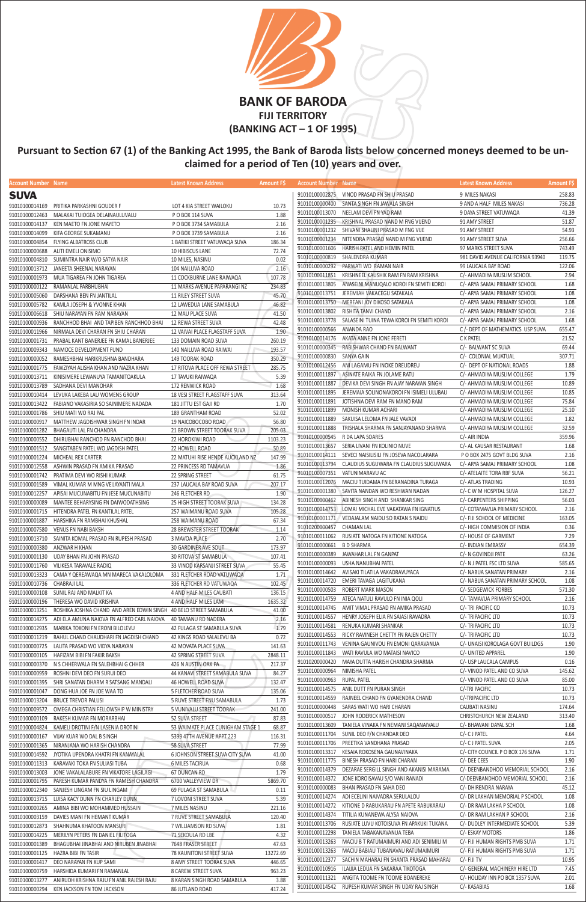# BANK OF BARODA

## FIJI TERRITORY

## (BANKING ACT – 1 OF 1995)

### Pursuant to Section 67 (1) of the Banking Act 1995, the Bank of Baroda lists below concerned moneys deemed to be un-claimed for a period of Ten (10) years and over.

**SUVA**

| Account Number | Name | Latest Known Address | Amount F$ |
|---|---|---|---|
| 91010100014169 | PRITIKA PARKASHNI GOUDER F | LOT 4 KIA STREET WAILOKU | 10.73 |
| 91010100012463 | MALAKAI TUIOGEA DELAINAULUVALU | P O BOX 114 SUVA | 1.88 |
| 91010100014137 | KEN MAETO FN JONE MAYETO | P O BOX 3734 SAMABULA | 2.16 |
| 91010100014099 | KIFA GEORGE SUKAMANU | P O BOX 3739 SAMABULA | 2.16 |
| 91010100004854 | FLYING ALBATROSS CLUB | 1 BATIKI STREET VATUWAQA SUVA | 186.34 |
| 91010100000688 | ALITI EMELI ONISIMO | 10 HIBISCUS LANE | 72.74 |
| 91010100004810 | SUMINTRA NAIR W/O SATYA NAIR | 10 MILES, NASINU | 0.02 |
| 91010100013712 | JANEETA SHEENAL NARAYAN | 104 NAILUVA ROAD | 2.16 |
| 91010100001973 | MUA TIGAREA FN JONE TIGAREA | 11 COCKBURNE LANE RAIWAQA | 107.78 |
| 91010100000122 | RAMANLAL PARBHUBHAI | 11 MARKS AVENUE PAPARANGI NZ | 234.83 |
| 91010100005060 | DARSHANA BEN FN JANTILAL | 11 RILEY STREET SUVA | 45.70 |
| 91010100005782 | KAMLA JOSEPH & YVONNE KHAN | 12 LAWEDUA LANE SAMABULA | 46.82 |
| 91010100006618 | SHIU NARAYAN FN RAM NARAYAN | 12 MAU PLACE SUVA | 41.50 |
| 91010100000936 | RANCHHOD BHAI AND TAPIBEN RANCHHOD BHAI | 12 REWA STREET SUVA | 42.48 |
| 91010100011966 | NIRMALA DEVI CHARAN FN SHIU CHARAN | 12 VAIVAI PLACE FLAGSTAFF SUVA | 1.90 |
| 91010100001731 | PRABAL KANT BANERJEE FN KAMAL BANERJEE | 133 DOMAIN ROAD SUVA | 260.19 |
| 91010100009343 | NAMOCE DEVELOPMENT FUND | 140 NAILUVA ROAD RAIWAI | 193.57 |
| 91010100000552 | RAMESHBHAI HARIKRUSHNA BANDHARA | 149 TOORAK ROAD | 350.29 |
| 91010100001775 | FAWZIYAH ALISHA KHAN AND NAZRA KHAN | 17 RITOVA PLACE OFF REWA STREET | 285.75 |
| 91010100013711 | KINISIMERE LEWANUYA TAMANITOAKULA | 17 TAVUKI RAIWAQA | 5.39 |
| 91010100013789 | SADHANA DEVI MANOHAR | 172 RENWICK ROAD | 1.68 |
| 91010100010414 | LEVUKA LAKEBA LAU WOMENS GROUP | 18 VESI STREET FLAGSTAFF SUVA | 313.64 |
| 91010100013422 | FABIANO VAKASIRIA SO SAINIMERE NADADA | 181 JITTU EST GAJI RD | 1.70 |
| 91010100001786 | SHIU MATI WO RAJ PAL | 189 GRANTHAM ROAD | 52.02 |
| 91010100000917 | MATTHEW JAGDISHWAR SINGH FN INDAR | 19 NAICOBOCOBO ROAD | 56.80 |
| 91010100001282 | BHAGAUTI LAL FN CHANDRA | 21 BROWN STREET TOORAK SUVA | 205.03 |
| 91010100000552 | DHIRUBHAI RANCHOD FN RANCHOD BHAI | 22 HOROKIWI ROAD | 1103.23 |
| 91010100001512 | SANGITABEN PATEL WO JAGDISH PATEL | 22 HOWELL ROAD | 50.89 |
| 91010100001224 | MICHEAL REX CARTER | 22 MATUHI RISE HENDE AUCKLAND NZ | 147.99 |
| 91010100012558 | ASHWIN PRASAD FN AMIKA PRASAD | 22 PRINCESS RD TAMAVUA | 1.86 |
| 91010100001742 | PRATIMA DEVI WO RISHI KUMAR | 22 SPRING STREET | 61.75 |
| 91010100001589 | VIMAL KUMAR M MNG VEIJAYANTI MALA | 237 LAUCALA BAY ROAD SUVA | 207.17 |
| 91010100012257 | APISAI MUCUNABITU FN JESE MUCUNABITU | 246 FLETCHER RD | 1.90 |
| 91010100000089 | MANTEE BEHARYSING FN DAIWODATHSING | 25 HIGH STREET TOORAK SUVA | 134.28 |
| 91010100001715 | HITENDRA PATEL FN KANTILAL PATEL | 257 WAIMANU ROAD SUVA | 105.28 |
| 91010100001887 | HARSHIKA FN RAMBHAI KHUSHAL | 258 WAIMANU ROAD | 67.34 |
| 91010100007580 | VENUS FN NABI BAKSH | 28 BREWSTER STREET TOORAK | 1.14 |
| 91010100013710 | SAINITA KOMAL PRASAD FN RUPESH PRASAD | 3 MAVOA PLACE | 2.70 |
| 91010100000380 | ANZWAR H KHAN | 30 GARDINER AVE SOUT | 173.97 |
| 91010100001130 | UDAY BHAN FN JOHN PRASAD | 30 RITOVA ST SAMABULA | 107.41 |
| 91010100011760 | VILIKESA TARAVALE RADIQ | 33 VINOD KARSANJI STREET SUVA | 55.45 |
| 91010100013323 | CAMA Y QEREAWAQA MN MARECA VAKALOLOMA | 331 FLETCHER ROAD VATUWAQA | 1.71 |
| 91010100010736 | CHABRAJI LAL | 336 FLETCHER RD VATUWAQA | 102.45 |
| 91010100000108 | SUNIL RAJ AND MALKIT KA | 4 AND HALF MILES CAUBATI | 136.15 |
| 91010100000196 | THERESA WO DAVID KRISHNA | 4 AND HALF MILES LAMI | 1635.32 |
| 91010100013251 | ROSHIKA JOSHNA CHAND AND AREN EDWIN SINGH | 40 BELO STREET SAMABULA | 41.00 |
| 91010100014275 | ADI ELA AMUNA NAIOVA FN ALFRED CARL NAIOVA | 40 TAMANU RD NADERA | 2.16 |
| 91010100012935 | MARIKA TOKONI FN ERONI BILOLEVU | 42 FULAGA ST SAMABULA SUVA | 1.79 |
| 91010100011219 | RAHUL CHAND CHAUDHARI FN JAGDISH CHAND | 42 KINGS ROAD YALALEVU BA | 0.72 |
| 91010100000725 | LALITA PRASAD WO VIDYA NARAYAN | 42 MOVATA PLACE SUVA | 141.63 |
| 91010100000105 | HAFIZAM BIBI FN FAKIR BAKSH | 42 SPRING STREET SUVA | 2848.11 |
| 91010100000370 | N S CHHERWALA FN SALEHBHAI G CHHER | 426 N AUSTIN OAK PA | 217.37 |
| 91010100000959 | ROSHNI DEVI DEO FN SURUJ DEO | 44 KANAVI STREET SAMABULA SUVA | 84.27 |
| 91010100001395 | SHRI SANATAN DHARM R SATSANG MANDALI | 46 HOWELL ROAD SUVA | 132.47 |
| 91010100001047 | DONG HUA JOE FN JOE WAA TO | 5 FLETCHER ROAD SUVA | 135.06 |
| 91010100013204 | BRUCE TREVOR PALUSI | 5 RUVE STREET FNU SAMABULA | 1.73 |
| 91010100009572 | OMEGA CHRISTIAN FELLOWSHIP W MINISTRY | 5 VUNIVALU STREET TOORAK | 241.00 |
| 91010100000109 | RAKESH KUMAR FN MORARBHAI | 52 SUVA STREET | 87.83 |
| 91010100004824 | KAMELI DROTINI F/N LASENIA DROTINI | 53 WAIMATE PLACE CUNIGHAM STAGE 1 | 68.87 |
| 91010100000167 | VIJAY KUAR WO DAL B SINGH | 5399 47TH AVENUE APPT 223 | 116.31 |
| 91010100001365 | NIRANJANA WO NARESH CHANDRA | 58 SUVA STREET | 77.99 |
| 91010100014592 | JYOTIKA UPENDRA KHATRI FN KANAYALAL | 6 JOHNSON STREET SUVA CITY SUVA | 41.00 |
| 91010100011313 | KARAVAKI TOKA FN SULIASI TUBA | 6 MILES TACIRUA | 0.68 |
| 91010100013003 | JONE VAKALALABURE FN VIKATORE LAGILAGI | 67 DUNCAN RD | 1.79 |
| 91010100001795 | PARESH KUMAR PANDYA FN RAMESH CHANDRA | 6700 VALLEYVIEW DR | 5869.70 |
| 91010100012340 | SANJESH LINGAM FN SIU LINGAM | 69 FULAGA ST SAMABULA | 0.11 |
| 91010100013715 | LUISA KACY DUNN FN CHARLEY DUNN | 7 LOVONI STREET SUVA | 5.39 |
| 91010100000265 | AMINA BIBI WO MOHAMMED HUSSAIN | 7 MILES NASINU | 221.16 |
| 91010100003159 | DAVIES MANI FN HEMANT KUMAR | 7 RUVE STREET SAMABULA | 120.40 |
| 91010100012873 | SHAHNUMA KHATOON MANSURI | 7 WILLIAMSON RD SUVA | 1.81 |
| 91010100014225 | MERILYN PETERS FN DANIEL FILITOGA | 71 SEKOULA RD LBE | 4.32 |
| 91010100013889 | BHAGUBHAI JINABHAI AND NIRUBEN JINABHAI | 7648 FRASER STREET | 47.63 |
| 91010100001125 | HAZRA BIBI FN TASIR | 78 KAUNITONI STREET SUVA | 13272.69 |
| 91010100001417 | DEO NARAYAN FN KUP SAMI | 8 AMY STREET TOORAK SUVA | 446.65 |
| 91010100000759 | HARSHIDA KUMARI FN RAMANLAL | 8 CAREW STREET SUVA | 963.23 |
| 91010100013277 | ANIRUDH KRISHNA RAJU FN ANIL RAJESH RAJU | 8 KARAN SINGH ROAD SAMABULA | 3.88 |
| 91010100000294 | KEN JACKSON FN TOM JACKSON | 86 JUTLAND ROAD | 417.24 |
| 91010100002875 | VINOD PRASAD FN SHIU PRASAD | 9 MILES NAKASI | 258.83 |
| 91010100000400 | SANTA SINGH FN JAWALA SINGH | 9 AND A HALF MILES NAKASI | 736.28 |
| 91010100013070 | NEELAM DEVI FN YAD RAM | 9 DAYA STREET VATUWAQA | 41.39 |
| 91010100001235 | KRISHNAL PRASAD NAND M FNG VIJEND | 91 AMY STREET | 51.87 |
| 91010100001232 | SHIVANI SHALINI PRASAD M FNG VIJE | 91 AMY STREET | 54.93 |
| 91010100001234 | NITENDRA PRASAD NAND M FNG VIJEND | 91 AMY STREET SUVA | 256.66 |
| 91010100001606 | HARISH PATEL AND HEMIN PATEL | 97 MARKS STREET SUVA | 743.49 |
| 91010100000819 | SHALENDRA KUMAR | 981 DAVID AVENUE CALIFORNIA 93940 | 119.75 |
| 91010100000292 | PARWATI WO RAMAN NAIR | 99 LAUCALA BAY ROAD | 122.06 |
| 91010100011851 | KRISHNEEL KAUSHIK RAM FN RAM KRISHNA | C/- AHMADIYA MUSLIM SCHOOL | 2.94 |
| 91010100013805 | ANASEINI MANUQALO KOROI FN SEMITI KOROI | C/- ARYA SAMAJ PRIMARY SCHOOL | 1.68 |
| 91010100013751 | JEREMIAH VAKACEGU SATAKALA | C/- ARYA SAMAJ PRIMARY SCHOOL | 1.08 |
| 91010100013750 | MEREANI JOY DIKOSO SATAKALA | C/- ARYA SAMAJ PRIMARY SCHOOL | 1.08 |
| 91010100013802 | RISHITA TANVI CHAND | C/- ARYA SAMAJ PRIMARY SCHOOL | 2.16 |
| 91010100013778 | SALASEINI TUINA TEWA KOROI FN SEMITI KOROI | C/- ARYA SAMAJ PRIMARY SCHOOL | 1.68 |
| 91010100000566 | ANANDA RAO | C /- DEPT OF MATHEMATICS USP SUVA | 655.47 |
| 91010100014176 | AKATA ANNE FN JONE FERETI | C K PATEL | 21.52 |
| 91010100000345 | RABISHWAR CHAND FN BALWANT | C/- BALWANT SC SUVA | 69.44 |
| 91010100000830 | SANYA GAIN | C/- COLONIAL MUATUAL | 307.71 |
| 91010100012456 | ANI LAGAMU FN INOKE DREUDREU | C/- DEPT OF NATIONAL ROADS | 1.88 |
| 91010100011897 | ASINATE RAIKA FN JOLAME RATU | C/- AHMADIYA MUSLIM COLLEGE | 1.79 |
| 91010100011887 | DEVIKA DEVI SINGH FN AJAY NARAYAN SINGH | C/- AHMADIYA MUSLIM COLLEGE | 10.89 |
| 91010100011895 | JEREMAIA SOLINONAKOROI FN ISIMELI ULUBAU | C/- AHMADIYA MUSLIM COLLEGE | 10.85 |
| 91010100011891 | JOTISHNA DEVI RAM FN MANO RAM | C/- AHMADIYA MUSLIM COLLEGE | 75.84 |
| 91010100011899 | MONISH KUMAR ACHARI | C/- AHMADIYA MUSLIM COLLEGE | 25.10 |
| 91010100011889 | SAKUISA LELOMA FN JALE VAVADI | C/- AHMADIYA MUSLIM COLLEGE | 1.82 |
| 91010100011888 | TRISHALA SHARMA FN SANJAYANAND SHARMA | C/- AHMADIYA MUSLIM COLLEGE | 32.59 |
| 91010100000545 | R DA LAPA SOARES | C/- AIR INDIA | 359.96 |
| 91010100013657 | SERIA LIVANI FN KOLINIO NUVE | C/- AL KAUSAR RESTAURANT | 1.68 |
| 91010100014111 | SEVECI NAISILISILI FN JOSEVA NACOLARARA | P O BOX 2475 GOVT BLDG SUVA | 2.16 |
| 91010100013794 | CLAUDIUS SUGUWARA FN CLAUDIUS SUGUWARA | C/- ARYA SAMAJ PRIMARY SCHOOL | 1.08 |
| 91010100007351 | VATUNIMARAVU AC | C/- ATELAITE TORA RBF SUVA | 56.21 |
| 91010100012076 | MACIU TUIDAMA FN BERANADINA TURAGA | C/- ATLAS TRADING | 10.93 |
| 91010100011380 | SAVITA NANDAN WO RESHWAN NADAN | C/- C W M HOSPITAL SUVA | 126.27 |
| 91010100000462 | ABINESH SINGH AND SHANKAR SING | C/- CARPENTERS SHIPPING | 56.03 |
| 91010100014753 | LOMAI MICHAL EVE VAKATAWA FN IGNATIUS | C/- COTAMAVUA PRIMARY SCHOOL | 2.16 |
| 91010100011171 | VEDAJALAM NAIDU SO RATAN S NAIDU | C/- FIJI SCHOOL OF MEDICINE | 163.05 |
| 91010200000457 | CHAMAN LAL | C/- HIGH COMMISION OF INDIA | 0.36 |
| 91010100011062 | RUSIATE NATOGA FN KITIONE NATOGA | C/- HOUSE OF GARMENT | 7.29 |
| 91010100000661 | B D SHARMA | C/- INDIAN EMBASSY | 654.39 |
| 91010100000389 | JAWAHAR LAL FN GANPAT | C/- N GOVINDJI PATE | 63.26 |
| 91010100000093 | USHA NANUBHAI PATEL | C/- N J PATEL FSC LTD SUVA | 585.65 |
| 91010100014642 | AVISAKI TILATILA VAKADRAVUYACA | C/- NABUA SANATAN PRIMARY | 2.16 |
| 91010100014720 | EMERI TAVAGA LAGITUKANA | C/- NABUA SANATAN PRIMARY SCHOOL | 1.08 |
| 91010100000503 | ROBERT MARK MASON | C/- SEDGEWICK FORBES | 571.30 |
| 91010100014759 | ATECA NATULI RAVULO FN INIA QOLI | C/- TAMAVUA PRIMARY SCHOOL | 2.16 |
| 91010100014745 | AMIT VIMAL PRASAD FN AMIKA PRASAD | C/- TRI PACIFIC CO | 10.73 |
| 91010100014557 | HENRY JOSEPH ELIA FN SAIASI RAVADRA | C/- TRIPACIFIC LTD | 10.73 |
| 91010100014581 | RENUKA KUMARI SHANKAR | C/- TRIPACIFIC LTD | 10.73 |
| 91010100014553 | RICKY RAVINESH CHETTY FN RAJEN CHETTY | C/- TRIPACIFIC LTD | 10.73 |
| 91010100011743 | VENINA GAUNIVOU FN EMONI QARAVANUA | C/- UNAISI KOROLAGA GOVT BUILDGS | 1.90 |
| 91010100011843 | WATI RAVULA WO MATAISI NAVICO | C/- UNITED APPAREL | 1.90 |
| 91010200000420 | MAYA DUTTA HARISH CHANDRA SHARMA | C/- USP LAUCALA CAMPUS | 0.16 |
| 91010100000964 | NIMISHA PATEL | C/- VINOD PATEL AND CO SUVA | 145.62 |
| 91010100000963 | RUPAL PATEL | C/- VINOD PATEL AND CO SUVA | 85.00 |
| 91010100014575 | ANIL DUTT FN PURAN SINGH | C/-TRI PACIFIC | 10.73 |
| 91010100014559 | RAJNEEL CHAND FN GYANENDRA CHAND | C/-TRIPACIFIC LTD | 10.73 |
| 91010100000448 | SARAS WATI WO HARI CHARAN | CAUBATI NASINU | 174.64 |
| 91010100000517 | JOHN RODERICK MATHESON | CHRISTCHURCH NEW ZEALAND | 313.40 |
| 91010100013609 | TANIELA VINAKA FN NEMANI SAQANAIVALU | C/- BHAWANI DAYAL SCH | 1.68 |
| 91010100011704 | SUNIL DEO F/N CHANDAR DEO | C/- C J PATEL | 4.64 |
| 91010100011706 | PREETIKA VANDHANA PRASAD | C/- C J PATEL SUVA | 2.05 |
| 91010100013317 | KESAIA ROKOSENA GAUNAVINAKA | C/- CITY COUNCIL P O BOX 176 SUVA | 1.71 |
| 91010100011775 | BINESH PRASAD FN HARI CHARAN | C/- DEE CEES | 1.90 |
| 91010100014379 | DEZARAE SERGILL SINGH AND AKANISI MARAMA | C/- DEENBANDHOO MEMORIAL SCHOOL | 2.16 |
| 91010100014372 | JONE KOROISAVAU S/O VANI RANADI | C/-DEENBANDHOO MEMORIAL SCHOOL | 2.16 |
| 91010100000083 | BHAN PRASAD FN SAHA DEO | C/- DHIRENDRA NARAYA | 45.12 |
| 91010100014274 | ADI ECELINI NAIVADRA SERULALOU | C/- DR LAKHAN MEMORIAL P SCHOOL | 1.08 |
| 91010100014272 | KITIONE D RABUKARAU FN APETE RABUKARAU | C/- DR RAM LAKHA P SCHOOL | 1.08 |
| 91010100014374 | TITILIA KUNANEWA ALYSA NAIOVA | C/- DR RAM LAKHAN P SCHOOL | 2.16 |
| 91010100013706 | RUSIATE LUVU KOTOISUVA FN APAKUKI TUKANA | C/- DUDLEY INTERMEDIATE SCHOOL | 5.39 |
| 91010100012298 | TANIELA TABAKANAVANUA TEBA | C/- ESKAY MOTORS | 1.86 |
| 91010100013263 | MACIU B T RATUMAIMURI AND ADI SENIMILI M | C/- FIJI HUMAN RIGHTS PMB SUVA | 1.71 |
| 91010100013263 | MACIU BABIAU TUBANAVAU RATUMAIMURI | C/- FIJI HUMAN RIGHTS PMB SUVA | 1.71 |
| 91010100012377 | SACHIN MAHARAJ FN SHANTA PRASAD MAHARAJ | C/- FIJI TV | 10.95 |
| 91010100010916 | ILAIJIA LEDUA FN SAKARAA TIKOTOGA | C/- GENERAL MACHINERY HIRE LTD | 7.45 |
| 91010100011321 | ANGITA TOOME FN TOOME BOANEREKE | C/- HOLIDAY INN PO BOX 1357 SUVA | 2.01 |
| 91010100014542 | RUPESH KUMAR SINGH FN UDAY RAJ SINGH | C/- KASABIAS | 1.68 |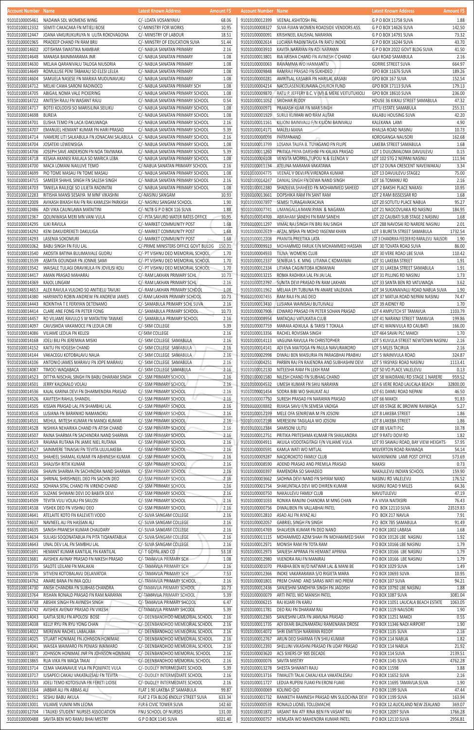| Account Number | Name | Latest Known Address | Amount F$ |
|---|---|---|---|
| 91010100005461 | NADAWA SDL WOMENS WING | C/- LOATA VOSANIYAVU | 68.06 |
| 91010100012332 | SEMITI CAKACAKA FN MTIELI BOSE | C/-MINISTRY FOR WORKS | 10.95 |
| 91010100012447 | JOANA VAKURUKURUYA N ULITA ROKOVAGONA | C/- MINISTRY OF LABOUR | 18.51 |
| 91010100001965 | PRADEEP CHAND FN RAM BRIJ | C/- MINSTRY OF EDUCATION SUVA | 51.44 |
| 91010100014602 | JOTISHMA SWASTIKA NAMBIAR | C/- NABUA SANATAN PRIMARY | 2.16 |
| 91010100014648 | MANASA BAINIMARAMA JNR | C/- NABUA SANATAN PRIMARY | 1.08 |
| 91010100014630 | MELAIA QARANIVALU TALOGA NIUSORIA | C/- NABUA SANATAN PRIMARY | 1.08 |
| 91010100014649 | ROMULUSE PENI TABAKAU SO ELESI LELEA | C/- NABUA SANATAN PRIMARY | 1.08 |
| 91010100014604 | SAMUELA NASESE FN MARIKA MUDUNAVUKU | C/- NABUA SANATAN PRIMARY | 1.08 |
| 91010100014712 | MELIKI CAWA SARONI RADINOCO | C/- NABUA SANATAN PRIMARY SCH | 1.08 |
| 91010100014705 | ABIGAIL NOMA VALE PICKERING | C/- NABUA SANATAN PRIMARY SCHOOL | 1.08 |
| 91010100014722 | ANITESH RAJU FN WASANT RAJU | C/- NABUA SANATAN PRIMARY SCHOOL | 0.54 |
| 91010100014717 | BOTEI KOLODISI SO MARISILINA SEILIKU | C/- NABUA SANATAN PRIMARY SCHOOL | 1.08 |
| 91010100014698 | BUREIA | C/- NABUA SANATAN PRIMARY SCHOOL | 1.08 |
| 91010100014701 | ELISHA TEMO FN LACA IDAKUWAQA | C/- NABUA SANATAN PRIMARY SCHOOL | 2.16 |
| 91010100014707 | EMANUEL HEMANT KUMAR FN HARI PRASAD | C/- NABUA SANATAN PRIMARY SCHOOL | 5.39 |
| 91010100014714 | IVAMERE LITI SALKABULA FN JONACANI SALABULA | C/- NABUA SANATAN PRIMARY SCHOOL | 2.16 |
| 91010100014704 | JOSATEKI LEWENISIGA | C/- NABUA SANATAN PRIMARY SCHOOL | 1.08 |
| 91010100014706 | JOSEPH SAVE ANDERSON FN NOA TAVIWAKA | C/- NABUA SANATAN PRIMARY SCHOOL | 5.39 |
| 91010100014718 | KESAIA AKANISI RAILALA SO MARICA LEBA | C/- NABUA SANATAN PRIMARY SCHOOL | 1.08 |
| 91010100014700 | MACA LOMANI NAILUVE TEMO | C/-NABUA SANATAN PRIMARY SCHOOL | 2.16 |
| 91010100014699 | PIO TOME MASAU FN TOME MASAU | C/- NABUA SANATAN PRIMARY SCHOOL | 1.08 |
| 91010100014715 | SAMEER SHAHIL SINGH FN SALESH SINGH | C/- NABUA SANATAN PRIMARY SCHOOL | 2.16 |
| 91010100014703 | TANIELA RAILEQE SO LILIETA RADINITAI | C/- NABUA SANATAN PRIMARY SCHOOL | 1.08 |
| 91010100012283 | RITISHA MANSI SESAIYA M MNF VIKASHNI | C/-NASINU SANGAM | 10.93 |
| 91010100012009 | AVIKASH BIKASH RAI FN RAI KAMLESH PARKASH | C/- NASINU SANGAM SCHOOL | 1.90 |
| 91010100012486 | ADI VIKA CAUNILAWA MATAITINI | C/- NLTB G P O BOX 116 SUVA | 1.88 |
| 91010100012367 | QOLINIWASA MERI MN VANI VULA | C/- PITA SAVURO WATER RATES OFFICE | 10.95 |
| 91010100014295 | ILIKI RAVULA | C/- MARKET COMMUNITY POST | 1.68 |
| 91010100014292 | KENI DAKUIDREKETI DAKULIGA | C/- MARKET COMMUNITY POST | 1.68 |
| 91010100014293 | LASENIA SOKOMURI | C/- MARKET COMMUNITY POST | 1.68 |
| 91010100001062 | BABU SINGH FN FIJU LAL | C/-PRIME MINISTERS OFFICE GOVT BULDG | 150.31 |
| 91010100013540 | AKOSITA BATINA BULIMAIVALE GUDRU | C/- PT VISHNU DEO MEMORIAL SCHOOL | 1.70 |
| 91010100013539 | ASMITA GOUNDAR FN JONNIE SAMI | C/- PT VISHNU DEO MEMORIAL SCHOOL | 1.70 |
| 91010100013542 | WAISALE TULAGI DRAVIKULA FN JOVILISI KOLI | C/- PT VISHNU DEO MEMORIAL SCHOOL | 1.70 |
| 91010100014417 | AMAN PRASAD MAHARAJ | C/- RAM LAKHAN PRIMARY SCHL | 10.73 |
| 91010100014369 | KAJOL LINGAM | C/- RAM LAKHAN PRIMARY SCHL | 2.16 |
| 91010100014653 | ALEX RAVULA VULOKO SO ANITIELU TAVUKI | C/- RAM LAKHAN PRIMARY SCHOOL | 1.08 |
| 91010100014380 | HARYANTO ROBIN ANDREW FN ANDREW JAMES | C/-RAM LAKHAN PRIMARY SCHOOL | 10.73 |
| 91010100014443 | ROXINTHA T E FERXYAN DETENAMO | C/- SAMABULA PRIMARY SCHL SUVA | 2.16 |
| 91010100014414 | CLARE ANE FONG FN PETER FONG | C/- SAMABULA PRIMARY SCHOOL | 10.73 |
| 91010100014457 | RO VILIAME RAVULO S W MATAITINI TAWAKE | C/- SAMABULA PRIMARY SCHOOL | 2.16 |
| 91010100014097 | CAVUSIKOA VAKAMOCE FN LEDUA CIRI | C/- SKM COLLEGE | 5.39 |
| 91010100014086 | VILIAME LEDUA FN KELESI | C/-SKM COLLEGE | 2.16 |
| 91010100014168 | JOELI BILI FN JEREMAIA MISIKI | C/- SKM COLLEGE SAMABULA | 2.16 |
| 91010100014152 | KAITU FN YOGESH CHAND | C/- SKM COLLEGE SAMABULA | 2.16 |
| 91010100014144 | VAKACEGU KOTOBALAVU NAUA | C/- SKM COLLEGE SAMABULA | 2.16 |
| 91010100014106 | ANTONIO JAMES MARAVU FN JOPE MARAVU | C/- SKM COLLEGE SAMABULA | 2.16 |
| 91010100014087 | TIMOCI WAQABACA | C/- SKM COLLEGE SAMABULA | 2.16 |
| 91010100014523 | DITTYA NISCHAL SINGH FN BABU DHARAM SINGH | C/- SSM PRIMARY SCHOOL | 2.16 |
| 91010100014501 | JERRY KALOKALO VOLAU | C/- SSM PRIMARY SCHOOL | 2.16 |
| 91010100014536 | KAJAL KARINA DEVI FN DHARMENDRA PRASAD | C/- SSM PRIMARY SCHOOL | 2.16 |
| 91010100014526 | KAVITESH RAHUL SHANDIL | C/- SSM PRIMARY SCHOOL | 2.16 |
| 91010100014505 | KISSAN PRASAD LAL FN SHAMBHU LAL | C/- SSM PRIMARY SCHOOL | 2.16 |
| 91010100014516 | LUSIANA FN BARANIKO NAMANOKU | C/- SSM PRIMARY SCHOOL | 2.16 |
| 91010100014531 | MEHUL MITESH KUMAR FN MANOJ KUMAR | C/- SSM PRIMARY SCHOOL | 2.16 |
| 91010100014528 | NISHIKA NEHARIKA CHAND FN ATISH CHAND | C/- SSM PRIMARY SCHOOL | 2.16 |
| 91010100014507 | RAINA SHARMA FN SACHINDRA NAND SHARMA | C/- SSM PRIMARY SCHOOL | 2.16 |
| 91010100014519 | RAVANA RUTANA FN JAMIE NIEL RUTANA | C/- SSM PRIMARY SCHOOL | 2.16 |
| 91010100014527 | SAINIMERE TINAISAI FN TEVITA ULUILAKEBA | C/- SSM PRIMARY SCHOOL | 2.16 |
| 91010100014532 | SHAHEEL SHAMAL KUMAR FN ABHINESH KUMAR | C/- SSM PRIMARY SCHOOL | 2.16 |
| 91010100014533 | SHALVISH RITIK KUMAR | C/- SSM PRIMARY SCHOOL | 2.16 |
| 91010100014506 | SHAVIN SHARMA FN SACHINDRA NAND SHARMA | C/- SSM PRIMARY SCHOOL | 2.16 |
| 91010100014524 | SHRINAL SHRISHNEEL DEO FN SACHIN DEO | C/- SSM PRIMARY SCHOOL | 2.16 |
| 91010100014502 | SOHANA SITAL CHAND FN VIREND CHAND | C/- SSM PRIMARY SCHOOL | 2.16 |
| 91010100014535 | SUZANE SHIWANI DEVI DO BABITA DEVI | C/- SSM PRIMARY SCHOOL | 2.16 |
| 91010100014509 | TEVITA VULI VOLAU FN SAILOSI | C/- SSM PRIMARY SCHOOL | 2.16 |
| 91010100014538 | VISHEK DEO FN VISHNU DEO | C/- SSM PRIMARY SCHOOL | 2.16 |
| 91010100014641 | ATELAITE KOTO FN KALEVETI VODO | C/- SUVA SANGAM COLLEGE | 2.16 |
| 91010100014637 | NAVNEEL ALI FN HASSAN ALI | C/- SUVA SANGAM COLLEGE | 2.16 |
| 91010100014635 | SANISH PRANESH KUMAR CHAUDARY | C/- SUVA SANGAM COLLEGE | 2.16 |
| 91010100014634 | SULIASI SOQONATABUA FN PITA TIQANATABUA | C/- SUVA SANGAM COLLEGE | 2.16 |
| 91010100014643 | UNAL DEV LAL FN SAMBHU LAL | C/- SUVA SANGAM COLLEGE | 2.16 |
| 91010100001691 | HEMANT KUMAR KANTILAL FN KANTILAL | C/- T GOPAL AND CO | 53.18 |
| 91010100013681 | AVISHEK AVINAY PRASAD FN NIKESH PRASAD | C/- TAMAVUA PRIMARY SCH | 1.08 |
| 91010100013735 | SALOTE LEILANI FN MALAKAI | C/- TAMAVUA PRIMARY SCH | 2.16 |
| 91010100013736 | SITIVENI KOTOBALAVU DELAIVATOA | C/- TAMAVUA PRIMARY SCH | 7.53 |
| 91010100014762 | ANARE BANA FN INIA QOLI | C/- TAMAVUA PRIMARY SCHOOL | 2.16 |
| 91010100014730 | ANISH CHANDRA FN SUBHAS CHANDRA | C/-TAMAVUA PRIMARY SCHOOL | 10.73 |
| 91010100013764 | RISHAN RONALD PRASAD FN RAM NARAYAN | C/-TAMAVUA PRIMARY SCHOOL | 5.39 |
| 91010100014738 | ABSHIK SINGH FN AVINESH SINGH | C/-TAMAVUA PRIMARY SHCOOL | 6.47 |
| 91010100014742 | AVISHEK AVENAY PRASAD FN VIKESH | C/-TAMAVUA PRIMARY SHCOOL | 5.39 |
| 91010100014043 | ILAITIA SERU FN APOLOSI BOSE | C/- DEENBANDHOO MEMEORIAL SCHOOL | 2.16 |
| 91010100014038 | KELLY RYU FN RYU YONG CHAN | C/- DEENBANDHOO MEMEORIAL SCHOOL | 2.16 |
| 91010100014022 | MEREWAI RACHEL LABALABA | C/- DEENBANDHOO MEMEORIAL SCHOOL | 2.16 |
| 91010100014025 | STUART HONIMAE FN JOHNSON HONIMAE | C/- DEENBANDHOO MEMEORIAL SCHOOL | 2.16 |
| 91010100014041 | WAISEA WAIMARO FN PENIASI WAIMARO | C/- DEENBANDHOO MEMEORIAL SCHOOL | 2.16 |
| 91010100013871 | JOHNSON HONIMAE JNR FN JOHNSON HONIMAE | C/- DEENBANDHOO MEMORIAL SCHOOL | 2.16 |
| 91010100013865 | RUA VIKA FN WAQA TAKAI | C/- DEENBANDHOO MEMORIAL SCHOOL | 2.16 |
| 91010100013714 | CEMA VAKANAVUE VILA FN PONIPATE VULA | C/- DUDLEY INTERMEDIATE SCHOOL | 5.39 |
| 91010100013717 | ILISAPECI CAKAU VAKATALESAU FN TEVITA | C/- DUDLEY INTERMEDIATE SCHOOL | 2.16 |
| 91010100013703 | JOELI TEMO KOTOISUVA FN FERETI LIOISE | C/- DUDLEY INTERMEDIATE SCHOOL | 2.16 |
| 91010100013164 | JABBAR ALI FN ABBAS ALI | FLAT 1 90 LAKEBA ST SAMABULA | 99.87 |
| 91010100001911 | SESHU BABU AKULA | FLAT 2 FTA BLDG KNOLLY STREET SUVA | 633.34 |
| 91010100013001 | VILIAME VUNINI MN LEONA | FLR 6 CIVIC TOWER SUVA | 142.60 |
| 91010100012704 | I TAUKEI STUDENT NURSES ASSOCIATION | FNU SCHOOL OF NURSES | 131.00 |
| 91010100000488 | SAVITA BEN WO RAMU BHAI MISTRY | G P O BOX 1145 SUVA | 6021.40 |
| 91010100012399 | VEENAL ASHITOSH PAL | G P O BOX 11758 SUVA | 1.88 |
| 91010100008327 | SUVA FIJIAN WOMEN ROADSIDE VENDORS ASS. | G P O BOX 14626 SUVA | 142.50 |
| 91010100000091 | KRISHNEEL KAUSHAL NARAYAN | G P O BOX 14791 SUVA | 73.32 |
| 91010100002614 | LUCIANA RADINITAVEA FN RATU INOKE | G P O BOX 16244 SUVA | 43.70 |
| 91010100003910 | KAVITA NARAYAN FN ADI NARAYAN | G P O BOX 2022 GOVT BLDG SUVA | 41.50 |
| 91010100013801 | RIA ARISHA CHAND FN AVINESH C CHAND | GAJI ROAD SAMABULA | 2.16 |
| 91010100000063 | RAWAMMA WO HANMANTU | GORRIE STREET SUVA | 664.97 |
| 91010100009848 | RAMRAJI PRASAD FN SUKHDEO | GPO BOX 11676 SUVA | 189.26 |
| 91010100000281 | AMRITLAL KASABIA FN HARILAL KASABI | GPO BOX 167 SUVA | 152.54 |
| 91010100004214 | NACOLASENUKUNAWA CHURCH FUND | GPO BOX 17113 SUVA | 179.13 |
| 91010100009870 | RATU P. JEFFERY B.C. V (M) & MERE VEITUTUKIOLI | GPO BOX 18610 SUVA | 236.00 |
| 91010100011052 | SRIDHAR REDDY | HOUSE 36 KIKAU STREET SAMABULA | 47.32 |
| 91010100000971 | PRAKASH KUAR FN MAR SINGH | JITTU ESTATE SAMABULA | 255.31 |
| 91010100001929 | SURUJ KUMARI WO RAM AUTAR | KALABU HOUSING SUVA | 42.20 |
| 91010100011161 | KILIONI BAINIVALU F/N KILIONI BAINIVALU | KALEKANA LAMI | 4.90 |
| 91010100014171 | MALELI MANA | KHALSA ROAD NASINU | 10.73 |
| 91010100000098 | PARMANAND | KOROGANGA NAUSORI | 162.68 |
| 91010100013799 | LOSANA TAUFA B. TUYAGANO FN FILIPE | LAKEBA STREET SAMABULA | 1.68 |
| 91010100011260 | PRITIKA PRIYA DARSHNI FN KALIKA PRASAD | LOT 1 DUILOMALOMA DAVUILEVU | 0.15 |
| 91010100006108 | VENSITA MORREL,TUPOU N & ELENOA V | LOT 102 STG 2 NEPANI NASINU | 111.94 |
| 91010100011134 | ATELINA MARAMA VAKATAWA | LOT 12 DUNA CRESCENT NAVEIWAKAU | 3.34 |
| 91010100004775 | VEENAL V DEVI FN VIRENDRA KUMAR | LOT 13 DAVUILEVU STAGE2 | 75.00 |
| 91010100014247 | DANIAL SINGH FN DEWA NAND SINGH | LOT 16 TOMANU RD | 2.16 |
| 91010100012380 | SHAZEEYA SHAHEED FN MOHAMMED SAHEED | LOT 2 BAKSHI PLACE NAKASI | 10.95 |
| 91010100013661 | DOPSHIKA RAM FN SANT RAM | LOT 2 RAM BISSESSAR RD | 1.68 |
| 91010100007897 | SEMISI TURAGAVAKACAVA | LOT 20 SOTUTU PLACE NABUA | 95.27 |
| 91010100007741 | UMANGALLA MANI RYAN & NAGAMA | LOT 21 NAOCOVUAKA RD NASINU | 184.95 |
| 91010100014709 | ABRAHAM SANEHI FN RAM SANEHI | LOT 22 CAUBATI SUB STAGE 2 NASINU | 1.68 |
| 91010100011297 | VIMAL RAJ SINGH FN BRIJ RAJ SINGH | LOT 288 NAVOSAI RD NARERE NASINU | 2.01 |
| 91010100002619 | AFZAL NISHA FN MOHD YASENM KHAN | LOT 3 BURETA STREET SAMABULA | 1732.54 |
| 91010100012208 | PRANITA PREETIKA LATA | LOT 3 CHANDRIKA FEEDER RD RARALEVU NAUSORI | 1.90 |
| 91010100009919 | MOHAMMED FARUK F/N MOHAMMED HASSAN | LOT 30 TOVATA ROAD SUVA | 86.00 |
| 91010100004933 | TILIVA WOMENS CLUB | LOT 30 VERE ROAD LBE SUVA | 110.42 |
| 91010100012337 | SENIBUA S. K. MNG LITIANA C KOMAIWAI | LOT 31 LAKEBA STREET | 1.91 |
| 91010100012334 | LITIANA CAGINITOBA KOMAIWAI | LOT 31 LAKEBA STREET SAMABULA | 1.91 |
| 91010100013215 | ROMA RADHIKA LAL FN JAI LAL | LOT 31 PILLING RD NASINU | 1.73 |
| 91010100012797 | SUNITA DEVI PRASAD FN RAM LAKHAN | LOT 33 SANTA BEN RD VATUWAQA | 3.62 |
| 91010100011962 | MELAIA EPI TUBUNA FN ANARE VALEKAVA | LOT 34 SUKANAIVALU ROAD NABUA SUVA | 1.90 |
| 91010100007455 | RAM RAJI FN JAG DEO | LOT 37 MATUA ROAD NEPANI NASINU | 74.47 |
| 91010100013430 | LUSIANA WAINISAU BUTUIVALU | LOT 39 AIDNEY RD | 1.70 |
| 91010100007906 | EDWARD PRASAD FN PETER SOHAN PRASAD | LOT 4 AMPUTCH ST TAMAVUA | 1103.79 |
| 91010100008954 | MATAQALI VATUKATIA CLUB | LOT 41 NARANJI STREET TAMAVUA | 199.86 |
| 91010100007759 | MARAIA ADIKULA & TARISI T TOKALA | LOT 41 WAINIVULA RD CAUBATI | 166.00 |
| 91010100013356 | RACHEL ROVISMA SINGH | LOT 464 SAVAI PLC MAKOI | 1.70 |
| 91010100014113 | VAGUNA RAVULA FN CHRISTOPHER | LOT 5 KUVULA STREET NEWTOWN NASINU | 2.16 |
| 91010100014141 | ADI EVA MAITOGA FN PAULA NAVURAIKORO | LOT 5 MILES TACIRUA | 2.16 |
| 91010100002998 | DIWALI BEN MAISURIA FN PARAGBHAI PRABHU | LOT 5 WAINIVULA ROAD | 324.87 |
| 91010100004251 | PARBIN RAJ FN RAJENDRA AND SUBHASHNI DEVI | LOT 5 YASIYASI ROAD NASINU | 1113.41 |
| 91010100012130 | NITEESHA RAM FN LEKH RAM | LOT 50 VO PLACE VALELEVU | 0.13 |
| 91010100001580 | NILESH CHAND FN SUBHAG CHAND | LOT 58 WAIDRANU RD STAGE 1 NARERE | 959.52 |
| 91010100004532 | UMESH KUMAR FN SHIU NARAYAN | LOT 6 VERE ROAD LAUCALA BEACH | 32800.00 |
| 91010100001454 | SODRA BIBI WO SHAUKAT ALI | LOT 61 DAMU ROAD NEPANI | 46.50 |
| 91010100007750 | SURESH PRASAD FN NARAYAN PRASAD | LOT 66 MAKOI | 91.83 |
| 91010100008882 | RUIASA SAVU F/N SEMESA VADIGA | LOT 69 STAGE 8C BROWNI RAIWAQA | 5.27 |
| 91010100012199 | MELE OFA SENIREWA M FN JOSONI | LOT 8 LAKEBA STREET | 1.86 |
| 91010100012198 | MERESEINI TAGILALA WO JOSONI | LOT 8 LAKEBA STREET | 1.86 |
| 91010100012384 | SAMISONI ULITU | LOT 88 VEAITI PLC | 10.78 |
| 91010100012751 | PRITIKA PRITESHMA KUMAR FN SHAILANDRA | LOT 9 RATU DOVI RD | 1.82 |
| 91010100004911 | AKUILA VODOTAGITAGI F/N VILIAME VULA | LOT 93 SAWAU ROAD, BAY VIEW HEIGHTS | 57.95 |
| 91010100000591 | KAMLA WATI WO MITLAL | MILVERTON ROAD RAIWAQA | 54.14 |
| 91010100009287 | NAQOROKOTO FAMILY CLUB | NAIVIKINIKINI LAMI POST OFFICE | 573.69 |
| 91010100008590 | ADEND PRASAD AND PREMILA PRASAD | NAKASI | 0.73 |
| 91010100000397 | RAMENDRA SO SAHADEO | NAKAULEVU INDIAN SCHOOL | 159.90 |
| 91010100003662 | SADHNA DEVI NAND FN SHYAM NAND | NASINU RD VALELEVU | 176.52 |
| 91010100001754 | SHAKUNTALA DEVI WO DHIREN KUMAR | NASINU ROAD 9 MILES | 64.36 |
| 91010100000750 | NAKAULEVU FAMILY CLUB | NAVUTULEVU | 47.19 |
| 91010100001033 | RONIKA RANJINI CHANDRA M MNG CHAN | P A VIVIA NAITASIRI | 76.43 |
| 91010100000756 | DIWALIBEN FN VALLABHAI PATEL | P O BOX 12110 SUVA | 23519.83 |
| 91010100012810 | ASAD ALI FN AIYAZ ALI | P O BOX 217 NAVUA | 7.91 |
| 91010100002057 | GABRIEL SINGH FN SINGH | P O BOX 785 SAMABULA | 91.49 |
| 91010100004769 | SHALVEEN KUMAR FN DEO NAND | P O BOX 1002 LABASA | 1.68 |
| 91010100011115 | MOHAMMED AZIM SHAH FN MOHAMMED SHAH | P O BOX 10126 LBE NASINU | 1.92 |
| 91010100012971 | MONISH RAM FN TOTA RAM | P O BOX 10166 LBE NASINU | 1.79 |
| 91010100012973 | SANJESH APPANA FN HEMANT APPANA | P O BOX 10166 LBE NASINU | 1.79 |
| 91010100012980 | VIJENDRA RAJ FN MANIRAJ | P O BOX 10166 LBE NASINU | 1.79 |
| 91010100001070 | PRABHA BEN W/O NATWAR LAL & MANI BE | P O BOX 1029 SUVA | 1.49 |
| 91010100012366 | INOKE VAKARARAWA S/O RIGIETA MARA | P O BOX 10693 SUVA | 10.95 |
| 91010100001801 | PREM CHAND AND SARAS WATI WO PREM | P O BOX 107 SUVA | 94.21 |
| 91010100012436 | SANJESHNI SANDHIYA SINGH FN JAGDISH | P O BOX 10792 LBE NASINU | 1.88 |
| 91010100000079 | ARTI PATEL WO MANISH PATEL | P O BOX 1087 SUVA | 3081.04 |
| 91010100006215 | RAJ KUARI FN KARU | P O BOX 11051 LAUCALA BEACH ESTATE | 1063.05 |
| 91010100011781 | DEO RAJ FN DHARAM RAJ | P O BOX 1119 NAUSORI | 1.90 |
| 91010100012365 | SANJESHNI LATA FN JAMUNA PRASAD | P O BOX 11251 MAKOI | 0.55 |
| 91010100011735 | ADI EKARI BALENAMATAU RAMENAWA DROSE | P O BOX 11346 NADI AIRPORT | 1.90 |
| 91010100014072 | SHRI EMITESH NARAYAN REDDY | P O BOX 1135 SUVA | 2.16 |
| 91010100012767 | ARUN DEO SHARMA F/N SHIU KUMAR | P O BOX 114 NABUA | 1.82 |
| 91010100012393 | SHELLINI VIKASHNI PRASAD FN UDAY PRASAD | P O BOX 114 NABUA | 21.92 |
| 91010100003620 | ACS SIXERS OF 90S DECADE | P O BOX 114 SUVA | 2139.51 |
| 91010100000076 | SAVITA MISTRY | P O BOX 1145 SUVA | 4762.28 |
| 91010100013278 | SHESTA SHWANTI RAJU | P O BOX 11598 | 3.88 |
| 91010100013716 | TIMALETI TALAI CAKAU KILA VAKATALESAU | P O BOX 11652 SUVA | 2.16 |
| 91010100011727 | LEDUA RUPENI FUAKI FN ERONI FUAKI | P O BOX 11695 TAMAVUA SUVA | 1.90 |
| 91010100000069 | KOLINIO QIO | P O BOX 1199 SUVA | 47.44 |
| 91010100001732 | RANIKETH RAMNESH PRASAD MN SULOCHNA DEVI | P O BOX 1199 SUVA | 163.94 |
| 91010100000539 | RONALD LIONEL TOLLEMACHE | P O BOX 12 AUCKLAND NEW ZEALAND | 369.07 |
| 91010100001872 | VASANT RAI ATF RINA BEN FN VASANT RAI | P O BOX 12097 SUVA | 1766.28 |
| 91010100000757 | HEMLATA WO MAHENDRA KUMAR PATEL | P O BOX 12110 SUVA | 2956.81 |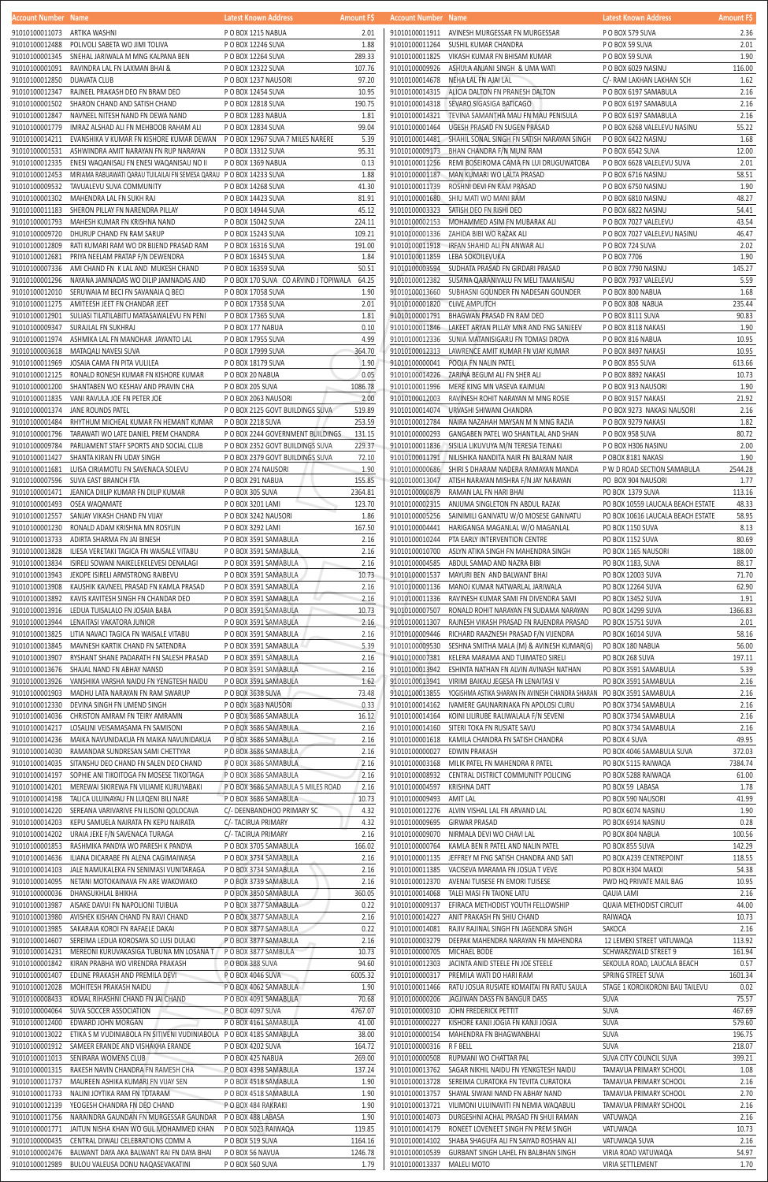| Account Number | Name | Latest Known Address | Amount F$ |
|---|---|---|---|
| 91010100011073 | ARTIKA WASHNI | P O BOX 1215 NABUA | 2.01 |
| 91010100012488 | POLIVOLI SABETA WO JIMI TOLIVA | P O BOX 12246 SUVA | 1.88 |
| 91010100001345 | SNEHAL JARIWALA M MNG KALPANA BEN | P O BOX 12264 SUVA | 289.33 |
| 91010100001091 | RAVINDRA LAL FN LAXMAN BHAI & | P O BOX 12322 SUVA | 107.76 |
| 91010100012850 | DUAVATA CLUB | P O BOX 1237 NAUSORI | 97.20 |
| 91010100012347 | RAJNEEL PRAKASH DEO FN BRAM DEO | P O BOX 12454 SUVA | 10.95 |
| 91010100001502 | SHARON CHAND AND SATISH CHAND | P O BOX 12818 SUVA | 190.75 |
| 91010100012847 | NAVNEEL NITESH NAND FN DEWA NAND | P O BOX 1283 NABUA | 1.81 |
| 91010100001779 | IMRAZ ALSHAD ALI FN MEHBOOB RAHAM ALI | P O BOX 12834 SUVA | 99.04 |
| 91010100014211 | EVANSHIKA V KUMAR FN KISHORE KUMAR DEWAN | P O BOX 12967 SUVA 7 MILES NARERE | 5.39 |
| 91010100001531 | ASHWINDRA AMIT NARAYAN FN RUP NARAYAN | P O BOX 13312 SUVA | 95.31 |
| 91010100012335 | ENESI WAQANISAU FN ENESI WAQANISAU NO II | P O BOX 1369 NABUA | 0.13 |
| 91010100012453 | MIRIAMA RABUAWATI QARAU TUILAILAI FN SEMESA QARAU | P O BOX 14233 SUVA | 1.88 |
| 91010100009532 | TAVUALEVU SUVA COMMUNITY | P O BOX 14268 SUVA | 41.30 |
| 91010100001302 | MAHENDRA LAL FN SUKH RAJ | P O BOX 14423 SUVA | 81.91 |
| 91010100011183 | SHERON PILLAY FN NARENDRA PILLAY | P O BOX 14944 SUVA | 45.12 |
| 91010100001793 | MAHESH KUMAR FN KRISHNA NAND | P O BOX 15042 SUVA | 224.11 |
| 91010100009720 | DHURUP CHAND FN RAM SARUP | P O BOX 15243 SUVA | 109.21 |
| 91010100012809 | RATI KUMARI RAM WO DR BIJEND PRASAD RAM | P O BOX 16316 SUVA | 191.00 |
| 91010100012681 | PRIYA NEELAM PRATAP F/N DEWENDRA | P O BOX 16345 SUVA | 1.84 |
| 91010100007336 | AMI CHAND FN K LAL AND MUKESH CHAND | P O BOX 16359 SUVA | 50.51 |
| 91010100001296 | NAYANA JAMNADAS WO DILIP JAMNADAS AND | P O BOX 170 SUVA CO ARVIND J TOPIWALA | 64.25 |
| 91010100012010 | SERUWAIA M BECI FN SAVANAIA Q BECI | P O BOX 17058 SUVA | 1.90 |
| 91010100011275 | AMITEESH JEET FN CHANDAR JEET | P O BOX 17358 SUVA | 2.01 |
| 91010100012901 | SULIASI TILATILABITU MATASAWALEVU FN PENI | P O BOX 17365 SUVA | 1.81 |
| 91010100009347 | SURAJLAL FN SUKHRAJ | P O BOX 177 NABUA | 0.10 |
| 91010100011974 | ASHMIKA LAL FN MANOHAR JAYANTO LAL | P O BOX 17955 SUVA | 4.99 |
| 91010100003618 | MATAQALI NAVESI SUVA | P O BOX 17999 SUVA | 364.70 |
| 91010100011969 | JOSAIA CAMA FN PITA VULILEA | P O BOX 18179 SUVA | 1.90 |
| 91010100012125 | RONALD RONESH KUMAR FN KISHORE KUMAR | P O BOX 20 NABUA | 0.05 |
| 91010100001200 | SHANTABEN WO KESHAV AND PRAVIN CHA | P O BOX 205 SUVA | 1086.78 |
| 91010100011835 | VANI RAVULA JOE FN PETER JOE | P O BOX 2063 NAUSORI | 2.00 |
| 91010100001374 | JANE ROUNDS PATEL | P O BOX 2125 GOVT BUILDINGS SUVA | 519.89 |
| 91010100001484 | RHYTHUM MICHEAL KUMAR FN HEMANT KUMAR | P O BOX 2218 SUVA | 253.59 |
| 91010100001796 | TARAWATI WO LATE DANIEL PREM CHANDRA | P O BOX 2244 GOVERNMENT BUILDINGS | 131.15 |
| 91010100009784 | PARLIAMENT STAFF SPORTS AND SOCIAL CLUB | P O BOX 2352 GOVT BUILDINGS SUVA | 229.37 |
| 91010100011427 | SHANTA KIRAN FN UDAY SINGH | P O BOX 2379 GOVT BUILDINGS SUVA | 72.10 |
| 91010100011681 | LUISA CIRIAMOTU FN SAVENACA SOLEVU | P O BOX 274 NAUSORI | 1.90 |
| 91010100007596 | SUVA EAST BRANCH FTA | P O BOX 291 NABUA | 155.85 |
| 91010100001471 | JEANICA DILIP KUMAR FN DILIP KUMAR | P O BOX 305 SUVA | 2364.81 |
| 91010100001493 | OSEA WAQAMATE | P O BOX 3201 LAMI | 123.70 |
| 91010100012557 | SANJAY VIKASH CHAND FN VIJAY | P O BOX 3242 NAUSORI | 1.86 |
| 91010100001230 | RONALD ADAM KRISHNA MN ROSYLIN | P O BOX 3292 LAMI | 167.50 |
| 91010100013733 | ADIRTA SHARMA FN JAI BINESH | P O BOX 3591 SAMABULA | 2.16 |
| 91010100013828 | ILIESA VERETAKI TAGICA FN WAISALE VITABU | P O BOX 3591 SAMABULA | 2.16 |
| 91010100013834 | ISIRELI SOWANI NAIKELEKELEVESI DENALAGI | P O BOX 3591 SAMABULA | 2.16 |
| 91010100013943 | JEKOPE ISIRELI ARMSTRONG RAIBEVU | P O BOX 3591 SAMABULA | 10.73 |
| 91010100013908 | KAUSHIK KAVNEEL PRASAD FN KAMLA PRASAD | P O BOX 3591 SAMABULA | 2.16 |
| 91010100013892 | KAVIS KAVITESH SINGH FN CHANDAR DEO | P O BOX 3591 SAMABULA | 2.16 |
| 91010100013916 | LEDUA TUISALALO FN JOSAIA BABA | P O BOX 3591 SAMABULA | 10.73 |
| 91010100013944 | LENAITASI VAKATORA JUNIOR | P O BOX 3591 SAMABULA | 2.16 |
| 91010100013825 | LITIA NAVACI TAGICA FN WAISALE VITABU | P O BOX 3591 SAMABULA | 2.16 |
| 91010100013845 | MAVNESH KARTIK CHAND FN SATENDRA | P O BOX 3591 SAMABULA | 5.39 |
| 91010100013907 | RYSHANT SHANE PADARATH FN SALESH PRASAD | P O BOX 3591 SAMABULA | 2.16 |
| 91010100013676 | SHAJAL NAND FN ABHAY NANSD | P O BOX 3591 SAMABULA | 2.16 |
| 91010100013926 | VANSHIKA VARSHA NAIDU FN YENGTESH NAIDU | P O BOX 3591 SAMABULA | 1.62 |
| 91010100001903 | MADHU LATA NARAYAN FN RAM SWARUP | P O BOX 3638 SUVA | 73.48 |
| 91010100012330 | DEVINA SINGH FN UMEND SINGH | P O BOX 3683 NAUSORI | 0.33 |
| 91010100014036 | CHRISTON AMRAM FN TEIRY AMRAMN | P O BOX 3686 SAMABULA | 16.12 |
| 91010100014217 | LOSALINI VEISAMASAMA FN SAMISONI | P O BOX 3686 SAMABULA | 2.16 |
| 91010100014236 | MAIKA NAVUNIDAKUA FN MAIKA NAVUNIDAKUA | P O BOX 3686 SAMABULA | 2.16 |
| 91010100014030 | RAMANDAR SUNDRESAN SAMI CHETTYAR | P O BOX 3686 SAMABULA | 2.16 |
| 91010100014035 | SITANSHU DEO CHAND FN SALEN DEO CHAND | P O BOX 3686 SAMABULA | 2.16 |
| 91010100014197 | SOPHIE ANI TIKOITOGA FN MOSESE TIKOITAGA | P O BOX 3686 SAMABULA | 2.16 |
| 91010100014201 | MEREWAI SIKIREWA FN VILIAME KURUYABAKI | P O BOX 3686 SAMABULA 5 MILES ROAD | 2.16 |
| 91010100014198 | TALICA ULUINAYAU FN LUIQENI BILI NARE | P O BOX 3686 SAMABULA | 10.73 |
| 91010100014220 | SEREANA VARIVARIVE FN ILISONI QOLOCAVA | C/- DEENBANDHOO PRIMARY SC | 4.32 |
| 91010100014203 | KEPU SAMUELA NAIRATA FN KEPU NAIRATA | C/- TACIRUA PRIMARY | 4.32 |
| 91010100014202 | URAIA JEKE F/N SAVENACA TURAGA | C/- TACIRUA PRIMARY | 2.16 |
| 91010100010853 | RASHMIKA PANDYA WO PARESH K PANDYA | P O BOX 3705 SAMABULA | 166.02 |
| 91010100014636 | ILIANA DICARABE FN ALENA CAGIMAIWASA | P O BOX 3734 SAMABULA | 2.16 |
| 91010100014103 | JALE NAMUKALEKA FN SENIMASI VUNITARAGA | P O BOX 3734 SAMABULA | 2.16 |
| 91010100014095 | NETANI MOTOKAINAVA FN ARE WAKOWAKO | P O BOX 3739 SAMABULA | 2.16 |
| 91010100000036 | DHANSUKHLAL BHIKHA | P O BOX 3850 SAMABULA | 360.05 |
| 91010100013987 | AISAKE DAVUI FN NAPOLIONI TUIBUA | P O BOX 3877 SAMABULA | 0.22 |
| 91010100013980 | AVISHEK KISHAN CHAND FN RAVI CHAND | P O BOX 3877 SAMABULA | 2.16 |
| 91010100013985 | SAKARAIA KOROI FN RAFAELE DAKAI | P O BOX 3877 SAMABULA | 0.22 |
| 91010100014607 | SEREIMA LEDUA KOROSAYA SO LUSI DULAKI | P O BOX 3877 SAMABULA | 2.16 |
| 91010100014231 | MEREONI KURUVAKASIGA TUBUNA MN LOSANA T | P O BOX 3877 SAMBULA | 10.73 |
| 91010100001842 | KIRAN PRABHA WO VIRENDRA PRAKASH | P O BOX 388 SUVA | 94.60 |
| 91010100001407 | EDLINE PRAKASH AND PREMILA DEVI | P O BOX 4046 SUVA | 6005.32 |
| 91010100012028 | MOHITESH PRAKASH NAIDU | P O BOX 4062 SAMABULA | 1.90 |
| 91010100008433 | KOMAL RIHASHNI CHAND FN JAI CHAND | P O BOX 4091 SAMABULA | 70.68 |
| 91010100000464 | SUVA SOCCER ASSOCIATION | P O BOX 4097 SUVA | 4767.07 |
| 91010100012400 | EDWARD JOHN MORGAN | P O BOX 4161 SAMABULA | 41.00 |
| 91010100013022 | ETIKA S M VUDINIABOLA FN SITIVENI VUDINIABOLA | P O BOX 4185 SAMABULA | 38.00 |
| 91010100001912 | SAMEER ERANDE AND VISHAKHA ERANDE | P O BOX 4202 SUVA | 164.72 |
| 91010100011013 | SENIRARA WOMENS CLUB | P O BOX 425 NABUA | 269.00 |
| 91010100001315 | RAKESH NAVIN CHANDRA FN RAMESH CHA | P O BOX 4398 SAMABULA | 137.24 |
| 91010100011737 | MAUREEN ASHIKA KUMARI FN VIJAY SEN | P O BOX 4518 SAMABULA | 1.90 |
| 91010100011733 | NALINI JOYTIKA RAM FN TOTARAM | P O BOX 4518 SAMABULA | 1.90 |
| 91010100012139 | YEOGESH CHANDRA FN DEO CHAND | P O BOX 484 RAKRAKI | 1.90 |
| 91010100011756 | NARAINDRA GAUNDAN FN MURGESSAR GAUNDAR | P O BOX 488 LABASA | 1.90 |
| 91010100001771 | JAITUN NISHA KHAN WO GUL MOHAMMED KHAN | P O BOX 5023 RAIWAQA | 119.85 |
| 91010100000435 | CENTRAL DIWALI CELEBRATIONS COMM A | P O BOX 519 SUVA | 1164.16 |
| 91010100002476 | BALWANT DAYA AKA BALWANT RAI FN DAYA BHAI | P O BOX 56 NAVUA | 1246.78 |
| 91010100012989 | BULOU VALEUSA DONU NAQASEVAKATINI | P O BOX 560 SUVA | 1.79 |
| 91010100011911 | AVINESH MURGESSAR FN MURGESSAR | P O BOX 579 SUVA | 2.36 |
| 91010100011264 | SUSHIL KUMAR CHANDRA | P O BOX 59 SUVA | 2.01 |
| 91010100011825 | VIKASH KUMAR FN BHISAM KUMAR | P O BOX 59 SUVA | 1.90 |
| 91010100009926 | ASHUJA ANJANI SINGH & UMA WATI | P O BOX 6029 NASINU | 116.00 |
| 91010100014678 | NEHA LAL FN AJAI LAL | C/- RAM LAKHAN LAKHAN SCH | 1.62 |
| 91010100014315 | ALICIA DALTON FN PRANESH DALTON | P O BOX 6197 SAMABULA | 2.16 |
| 91010100014318 | SEVARO SIGASIGA BATICAGO | P O BOX 6197 SAMABULA | 2.16 |
| 91010100014321 | TEVINA SAMANTHA MAU FN MAU PENISULA | P O BOX 6197 SAMABULA | 2.16 |
| 91010100001464 | UGESH PRASAD FN SUGEN PRASAD | P O BOX 6268 VALELEVU NASINU | 55.22 |
| 91010100014481 | SHAHIL SONAL SINGH FN SATISH NARAYAN SINGH | P O BOX 6422 NASINU | 1.68 |
| 91010100009173 | BHAN CHANDRA F/N MUNI RAM | P O BOX 6542 SUVA | 12.00 |
| 91010100011256 | REMI BOSEIROMA CAMA FN LUI DRUGUWATOBA | P O BOX 6628 VALELEVU SUVA | 2.01 |
| 91010100001187 | MAN KUMARI WO LALTA PRASAD | P O BOX 6716 NASINU | 58.51 |
| 91010100011739 | ROSHNI DEVI FN RAM PRASAD | P O BOX 6750 NASINU | 1.90 |
| 91010100001680 | SHIU MATI WO MANI RAM | P O BOX 6810 NASINU | 48.27 |
| 91010100003323 | SATISH DEO FN RISHI DEO | P O BOX 6822 NASINU | 54.41 |
| 91010100002153 | MOHAMMED ASIM FN MUBARAK ALI | P O BOX 7027 VALELEVU | 43.54 |
| 91010100001336 | ZAHIDA BIBI WO RAZAK ALI | P O BOX 7027 VALELEVU NASINU | 46.47 |
| 91010100011918 | IRFAN SHAHID ALI FN ANWAR ALI | P O BOX 724 SUVA | 2.02 |
| 91010100011859 | LEBA SOKOILEVUKA | P O BOX 7706 | 1.90 |
| 91010100003594 | SUDHATA PRASAD FN GIRDARI PRASAD | P O BOX 7790 NASINU | 145.27 |
| 91010100012382 | SUSANA QARANIVALU FN MELI TAMANISAU | P O BOX 7937 VALELEVU | 5.59 |
| 91010100013660 | SUBHASNI GOUNDER FN NADESAN GOUNDER | P O BOX 800 NABUA | 1.68 |
| 91010100001820 | CLIVE AMPUTCH | P O BOX 808 NABUA | 235.44 |
| 91010100001791 | BHAGWAN PRASAD FN RAM DEO | P O BOX 8111 SUVA | 90.83 |
| 91010100011846 | LAKEET ARYAN PILLAY MNR AND FNG SANJEEV | P O BOX 8118 NAKASI | 1.90 |
| 91010100012336 | SUNIA MATANISIGARU FN TOMASI DROYA | P O BOX 816 NABUA | 10.95 |
| 91010100012313 | LAWRENCE AMIT KUMAR FN VJAY KUMAR | P O BOX 8497 NAKASI | 10.95 |
| 91010100000041 | POOJA FN NALIN PATEL | P O BOX 855 SUVA | 613.66 |
| 91010100014226 | ZARINA BEGUM ALI FN SHER ALI | P O BOX 8892 NAKASI | 10.73 |
| 91010100011996 | MERE KING MN VASEVA KAIMUAI | P O BOX 913 NAUSORI | 1.90 |
| 91010100012003 | RAVINESH ROHIT NARAYAN M MNG ROSIE | P O BOX 9157 NAKASI | 21.92 |
| 91010100014074 | URVASHI SHIWANI CHANDRA | P O BOX 9273 NAKASI NAUSORI | 2.16 |
| 91010100012784 | NAIRA NAZAHAH MAYSAN M N MNG RAZIA | P O BOX 9279 NAKASI | 1.82 |
| 91010100000293 | GANGABEN PATEL WO SHANTILAL AND SHAN | P O BOX 958 SUVA | 80.72 |
| 91010100011836 | SISILIA LIKUVUYA M/N TERESIA TEINAKI | P O BOX H306 NASINU | 2.00 |
| 91010100011791 | NILISHIKA NANDITA NAIR FN BALRAM NAIR | P OBOX 8181 NAKASI | 1.90 |
| 91010100000686 | SHIRI S DHARAM NADERA RAMAYAN MANDA | P W D ROAD SECTION SAMABULA | 2544.28 |
| 91010100013047 | ATISH NARAYAN MISHRA F/N JAY NARAYAN | PO BOX 904 NAUSORI | 1.77 |
| 91010100000879 | RAMAN LAL FN HARI BHAI | PO BOX 1379 SUVA | 113.16 |
| 91010100002315 | ANJUMA SINGLETON FN ABDUL RAZAK | PO BOX 10559 LAUCALA BEACH ESTATE | 48.33 |
| 91010100005256 | SAINIMILI GANIVATU W/O MOSESE GANIVATU | PO BOX 10616 LAUCALA BEACH ESTATE | 58.95 |
| 91010100004441 | HARIGANGA MAGANLAL W/O MAGANLAL | PO BOX 1150 SUVA | 8.13 |
| 91010100010244 | PTA EARLY INTERVENTION CENTRE | PO BOX 1152 SUVA | 80.69 |
| 91010100010700 | ASLYN ATIKA SINGH FN MAHENDRA SINGH | PO BOX 1165 NAUSORI | 188.00 |
| 91010100004585 | ABDUL SAMAD AND NAZRA BIBI | PO BOX 1183, SUVA | 88.17 |
| 91010100001537 | MAYURI BEN AND BALWANT BHAI | PO BOX 12003 SUVA | 71.70 |
| 91010100001136 | MANOJ KUMAR NATWARLAL JARIWALA | PO BOX 12264 SUVA | 62.90 |
| 91010100011336 | RAVINESH KUMAR SAMI FN DIVENDRA SAMI | PO BOX 13452 SUVA | 1.91 |
| 91010100007507 | RONALD ROHIT NARAYAN FN SUDAMA NARAYAN | PO BOX 14299 SUVA | 1366.83 |
| 91010100011307 | RAJNESH VIKASH PRASAD FN RAJENDRA PRASAD | PO BOX 15751 SUVA | 2.01 |
| 91010100009446 | RICHARD RAAZNESH PRASAD F/N VIJENDRA | PO BOX 16014 SUVA | 58.16 |
| 91010100009530 | SESHNA SMITHA MALA (M) & AVINESH KUMAR(G) | PO BOX 180 NABUA | 56.00 |
| 91010100007381 | KELERA MARAMA AND TUIMATEO SIRELI | PO BOX 268 SUVA | 197.11 |
| 91010100013942 | ESHINTA NATHAN FN ALVIN AVINASH NATHAN | PO BOX 3591 SAMABULA | 5.39 |
| 91010100013941 | VIRIMI BAIKAU JEGESA FN LENAITASI V | PO BOX 3591 SAMABULA | 2.16 |
| 91010100013855 | YOGISHMA ASTIKA SHARAN FN AVINESH CHANDRA SHARAN | PO BOX 3591 SAMABULA | 2.16 |
| 91010100014162 | IVAMERE GAUNARINAKA FN APOLOSI CURU | PO BOX 3734 SAMABULA | 2.16 |
| 91010100014164 | KOINI LILIRUBE RALIWALALA F/N SEVENI | PO BOX 3734 SAMABULA | 2.16 |
| 91010100014160 | SITERI TOKA FN RUSIATE SAVU | PO BOX 3734 SAMABULA | 2.16 |
| 91010100001618 | KAMILA CHANDRA FN SATISH CHANDRA | PO BOX 4 SUVA | 49.95 |
| 91010100000027 | EDWIN PRAKASH | PO BOX 4046 SAMABULA SUVA | 372.03 |
| 91010100003168 | MILIK PATEL FN MAHENDRA R PATEL | PO BOX 5115 RAIWAQA | 7384.74 |
| 91010100008932 | CENTRAL DISTRICT COMMUNITY POLICING | PO BOX 5288 RAIWAQA | 61.00 |
| 91010100004597 | KRISHNA DATT | PO BOX 59 LABASA | 1.78 |
| 91010100009493 | AMIT LAL | PO BOX 590 NAUSORI | 41.99 |
| 91010100012276 | ALVIN VISHAL LAL FN ARVAND LAL | PO BOX 6074 NASINU | 1.90 |
| 91010100009695 | GIRWAR PRASAD | PO BOX 6914 NASINU | 0.28 |
| 91010100009070 | NIRMALA DEVI WO CHAVI LAL | PO BOX 804 NABUA | 100.56 |
| 91010100000764 | KAMLA BEN R PATEL AND NALIN PATEL | PO BOX 855 SUVA | 142.29 |
| 91010100001135 | JEFFREY M FNG SATISH CHANDRA AND SATI | PO BOX A239 CENTREPOINT | 118.55 |
| 91010100011385 | VACISEVA MARAMA FN JOSUA T VEVE | PO BOX H304 MAKOI | 54.38 |
| 91010100012370 | AVENAI TUISESE FN EMORI TUISESE | PWD HQ PRIVATE MAIL BAG | 10.95 |
| 91010100014068 | TALEI MASI FN TAIONE LATU | QAUIA LAMI | 2.16 |
| 91010100009137 | EFIRACA METHODIST YOUTH FELLOWSHIP | QUAIA METHODIST CIRCUIT | 44.00 |
| 91010100014227 | ANIT PRAKASH FN SHIU CHAND | RAIWAQA | 10.73 |
| 91010100014081 | RAJIV RAJINAL SINGH FN JAGENDRA SINGH | SAKOCA | 2.16 |
| 91010100003279 | DEEPAK MAHENDRA NARAYAN FN MAHENDRA | 12 LEMEKI STREET VATUWAQA | 113.92 |
| 91010100000705 | MICHAEL BODE | SCHWARZWALD STREET 9 | 161.94 |
| 91010100012303 | JACINTA ANID STEELE FN JOE STEELE | SEKOULA ROAD, LAUCALA BEACH | 0.57 |
| 91010100000317 | PREMILA WATI DO HARI RAM | SPRING STREET SUVA | 1601.34 |
| 91010100011466 | RATU JOSUA RUSIATE KOMAITAI FN RATU SAULA | STAGE 1 KOROIKORONI BAU TAILEVU | 0.02 |
| 91010100000206 | JAGJIWAN DASS FN BANGUR DASS | SUVA | 75.57 |
| 91010100000310 | JOHN FREDERICK PETTIT | SUVA | 467.69 |
| 91010100000227 | KISHORE KANJI JOGIA FN KANJI JOGIA | SUVA | 579.60 |
| 91010100000154 | MAHENDRA FN BHAGWANBHAI | SUVA | 196.75 |
| 91010100000316 | R F BELL | SUVA | 218.07 |
| 91010100000508 | RUPMANI WO CHATTAR PAL | SUVA CITY COUNCIL SUVA | 399.21 |
| 91010100013762 | SAGAR NIKHIL NAIDU FN YENKGTESH NAIDU | TAMAVUA PRIMARY SCHOOL | 1.08 |
| 91010100013728 | SEREIMA CURATOKA FN TEVITA CURATOKA | TAMAVUA PRIMARY SCHOOL | 2.16 |
| 91010100013757 | SHAYAL SIWANI NAND FN ABHAY NAND | TAMAVUA PRIMARY SCHOOL | 2.70 |
| 91010100013721 | VILIMONI ULUINAVITI FN NEMIA WAQABULI | TAMAVUA PRIMARY SCHOOL | 2.16 |
| 91010100014073 | DURGESHNI ACHAL PRASAD FN SHUI RAMAN | VATUWAQA | 2.16 |
| 91010100014179 | RONEET LOVENEET SINGH FN PREM SINGH | VATUWAQA | 10.73 |
| 91010100014102 | SHABA SHAGUFA ALI FN SAIYAD ROSHAN ALI | VATUWAQA SUVA | 2.16 |
| 91010100010539 | GURBANT SINGH LAHEL FN BALBHAN SINGH | VIRIA ROAD VATUWAQA | 54.97 |
| 91010100013337 | MALELI MOTO | VIRIA SETTLEMENT | 1.70 |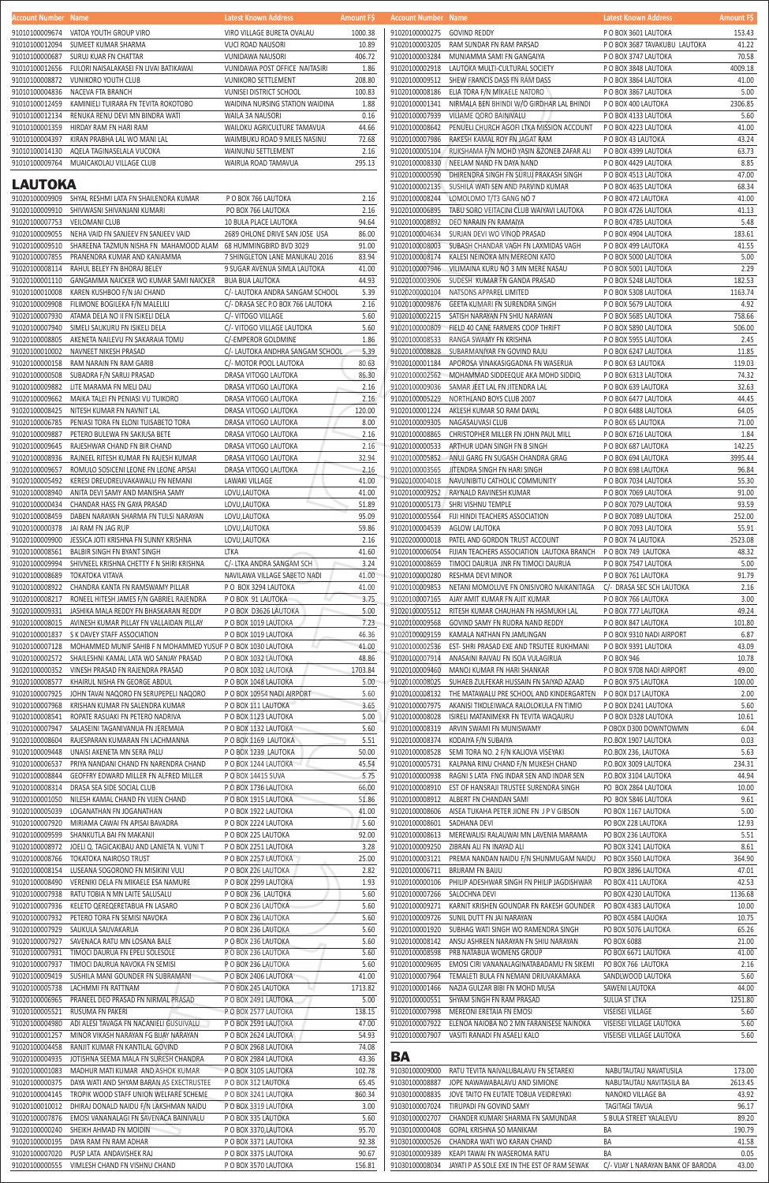| Account Number | Name | Latest Known Address | Amount F$ |
|---|---|---|---|
| 91010100009674 | VATOA YOUTH GROUP VIRO | VIRO VILLAGE BURETA OVALAU | 1000.38 |
| 91010100012094 | SUMEET KUMAR SHARMA | VUCI ROAD NAUSORI | 10.89 |
| 91010100000687 | SURUJ KUAR FN CHATTAR | VUNIDAWA NAUSORI | 406.72 |
| 91010100012656 | FULORI NAISALAKASEI FN LIVAI BATIKAWAI | VUNIDAWA POST OFFICE NAITASIRI | 1.86 |
| 91010100008872 | VUNIKORO YOUTH CLUB | VUNIKORO SETTLEMENT | 208.80 |
| 91010100004836 | NACEVA FTA BRANCH | VUNISEI DISTRICT SCHOOL | 100.83 |
| 91010100012459 | KAMINIELI TUIRARA FN TEVITA ROKOTOBO | WAIDINA NURSING STATION WAIDINA | 1.88 |
| 91010100012134 | RENUKA RENU DEVI MN BINDRA WATI | WAILA 3A NAUSORI | 0.16 |
| 91010100001359 | HIRDAY RAM FN HARI RAM | WAILOKU AGRICULTURE TAMAVUA | 44.66 |
| 91010100004397 | KIRAN PRABHA LAL WO MANI LAL | WAIMBUKU ROAD 9 MILES NASINU | 72.68 |
| 91010100014130 | AQELA TAGINASELALA VUCOKA | WAINUNU SETTLEMENT | 2.16 |
| 91010100009764 | MUAICAKOLAU VILLAGE CLUB | WAIRUA ROAD TAMAVUA | 295.13 |

## LAUTOKA

| Account Number | Name | Latest Known Address | Amount F$ |
|---|---|---|---|
| 91020100009909 | SHYAL RESHMI LATA FN SHAILENDRA KUMAR | P O BOX 766 LAUTOKA | 2.16 |
| 91020100009910 | SHIVWASNI SHIVANJANI KUMARI | PO BOX 766 LAUTOKA | 2.16 |
| 91020100007753 | VEILOMANI CLUB | 10 BULA PLACE LAUTOKA | 94.64 |
| 91020100009055 | NEHA VAID FN SANJEEV FN SANJEEV VAID | 2689 OHLONE DRIVE SAN JOSE USA | 86.00 |
| 91020100009510 | SHAREENA TAZMUN NISHA FN MAHAMOOD ALAM | 68 HUMMINGBIRD BVD 3029 | 91.00 |
| 91020100007855 | PRANENDRA KUMAR AND KANIAMMA | 7 SHINGLETON LANE MANUKAU 2016 | 83.94 |
| 91020100008114 | RAHUL BELEY FN BHORAJ BELEY | 9 SUGAR AVENUA SIMLA LAUTOKA | 41.00 |
| 91020100001110 | GANGAMMA NAICKER WO KUMAR SAMI NAICKER | BUA BUA LAUTOKA | 44.93 |
| 91020100010008 | KAREN KUSHBOO F/N JAI CHAND | C/- LAUTOKA ANDRA SANGAM SCHOOL | 5.39 |
| 91020100009908 | FILIMONE BOGILEKA F/N MALELILI | C/- DRASA SEC P.O BOX 766 LAUTOKA | 2.16 |
| 91020100007930 | ATAMA DELA NO II FN ISIKELI DELA | C/- VITOGO VILLAGE | 5.60 |
| 91020100007940 | SIMELI SAUKURU FN ISIKELI DELA | C/- VITOGO VILLAGE LAUTOKA | 5.60 |
| 91020100008805 | AKENETA NAILEVU FN SAKARAIA TOMU | C/-EMPEROR GOLDMINE | 1.86 |
| 91020100010002 | NAVNEET NIKESH PRASAD | C/- LAUTOKA ANDHRA SANGAM SCHOOL | 5.39 |
| 91020100000158 | RAM NARAIN FN RAM GARIB | C/- MOTOR POOL LAUTOKA | 80.63 |
| 91020100000508 | SUBADRA F/N SARUJ PRASAD | DRASA VITOGO LAUTOKA | 86.30 |
| 91020100009882 | LITE MARAMA FN MELI DAU | DRASA VITOGO LAUTOKA | 2.16 |
| 91020100009662 | MAIKA TALEI FN PENIASI VU TUIKORO | DRASA VITOGO LAUTOKA | 2.16 |
| 91020100008425 | NITESH KUMAR FN NAVNIT LAL | DRASA VITOGO LAUTOKA | 120.00 |
| 91020100006785 | PENIASI TORA FN ELONI TUISABETO TORA | DRASA VITOGO LAUTOKA | 8.00 |
| 91020100009887 | PETERO BULEWA FN SAKIUSA BETE | DRASA VITOGO LAUTOKA | 2.16 |
| 91020100009645 | RAJESHWAR CHAND FN BIR CHAND | DRASA VITOGO LAUTOKA | 2.16 |
| 91020100008936 | RAJNEEL RITESH KUMAR FN RAJESH KUMAR | DRASA VITOGO LAUTOKA | 32.94 |
| 91020100009657 | ROMULO SOSICENI LEONE FN LEONE APISAI | DRASA VITOGO LAUTOKA | 2.16 |
| 91020100005492 | KERESI DREUDREUVAKAWALU FN NEMANI | LAWAKI VILLAGE | 41.00 |
| 91020100008940 | ANITA DEVI SAMY AND MANISHA SAMY | LOVU,LAUTOKA | 41.00 |
| 91020100000434 | CHANDAR HASS FN GAYA PRASAD | LOVU,LAUTOKA | 51.89 |
| 91020100008459 | DABEN NARAYAN SHARMA FN TULSI NARAYAN | LOVU,LAUTOKA | 95.09 |
| 91020100000378 | JAI RAM FN JAG RUP | LOVU,LAUTOKA | 59.86 |
| 91020100009900 | JESSICA JOTI KRISHNA FN SUNNY KRISHNA | LOVU,LAUTOKA | 2.16 |
| 91020100008561 | BALBIR SINGH FN BYANT SINGH | LTKA | 41.60 |
| 91020100009994 | SHIVNEEL KRISHNA CHETTY F N SHIRI KRISHNA | C/- LTKA ANDRA SANGAM SCH | 3.24 |
| 91020100008689 | TOKATOKA VITAVA | NAVILAWA VILLAGE SABETO NADI | 41.00 |
| 91020100008922 | CHANDRA KANTA FN RAMSWAMY PILLAR | P O BOX 3294 LAUTOKA | 41.00 |
| 91020100008217 | RONEEL HITESH JAMES F/N GABRIEL RAJENDRA | P O BOX 91 LAUTOKA | 3.75 |
| 91020100009331 | JASHIKA MALA REDDY FN BHASKARAN REDDY | P O BOX D3626 LAUTOKA | 5.00 |
| 91020100008015 | AVINESH KUMAR PILLAY FN VALLAIDAN PILLAY | P O BOX 1019 LAUTOKA | 7.23 |
| 91020100001837 | S K DAVEY STAFF ASSOCIATION | P O BOX 1019 LAUTOKA | 46.36 |
| 91020100007128 | MOHAMMED MUNIF SAHIB F N MOHAMMED YUSUF | P O BOX 1030 LAUTOKA | 41.00 |
| 91020100002572 | SHAILESHNI KAMAL LATA WO SANJAY PRASAD | P O BOX 1032 LAUTOKA | 48.86 |
| 91020100000352 | VINESH PRASAD FN RAJENDRA PRASAD | P O BOX 1032 LAUTOKA | 1703.84 |
| 91020100008577 | KHAIRUL NISHA FN GEORGE ABDUL | P O BOX 1048 LAUTOKA | 5.00 |
| 91020100007925 | JOHN TAVAI NAQORO FN SERUPEPELI NAQORO | P O BOX 10954 NADI AIRPORT | 5.60 |
| 91020100007968 | KRISHAN KUMAR FN SALENDRA KUMAR | P O BOX 111 LAUTOKA | 3.65 |
| 91020100008541 | ROPATE RASUAKI FN PETERO NADRIVA | P O BOX 1123 LAUTOKA | 5.00 |
| 91020100007947 | SALASEINI TAGANIVANUA FN JEREMAIA | P O BOX 1132 LAUTOKA | 5.60 |
| 91020100008604 | RAJESPARAN KUMARAN FN LACHMANNA | P O BOX 1169 LAUTOKA | 5.51 |
| 91020100009448 | UNAISI AKENETA MN SERA PALU | P O BOX 1239 LAUTOKA | 50.00 |
| 91020100006537 | PRIYA NANDANI CHAND FN NARENDRA CHAND | P O BOX 1244 LAUTOKA | 45.54 |
| 91020100008844 | GEOFFRY EDWARD MILLER FN ALFRED MILLER | P O BOX 14415 SUVA | 5.75 |
| 91020100008314 | DRASA SEA SIDE SOCIAL CLUB | P O BOX 1736 LAUTOKA | 66.00 |
| 91020100001050 | NILESH KAMAL CHAND FN VIJEN CHAND | P O BOX 1915 LAUTOKA | 51.86 |
| 91020100005039 | LOGANATHAN FN JOGANATHAN | P O BOX 1922 LAUTOKA | 41.00 |
| 91020100007920 | MIRIAMA CAWAI FN APISAI BAVADRA | P O BOX 2224 LAUTOKA | 5.60 |
| 91020100009599 | SHANKUTLA BAI FN MAKANJI | P O BOX 225 LAUTOKA | 92.00 |
| 91020100008972 | JOELI Q. TAGICAKIBAU AND LANIETA N. VUNI T | P O BOX 2251 LAUTOKA | 3.28 |
| 91020100008766 | TOKATOKA NAIROSO TRUST | P O BOX 2257 LAUTOKA | 25.00 |
| 91020100008154 | LUSEANA SOGORONO FN MISIKINI VULI | P O BOX 226 LAUTOKA | 2.82 |
| 91020100008490 | VERENIKI DELA FN MIKAELE ESA NAMURE | P O BOX 2299 LAUTOKA | 1.93 |
| 91020100007938 | RATU TOBIA N MN LAITE SALUSALU | P O BOX 236 LAUTOKA | 5.60 |
| 91020100007936 | KELETO QEREQERETABUA FN LASARO | P O BOX 236 LAUTOKA | 5.60 |
| 91020100007932 | PETERO TORA FN SEMISI NAVOKA | P O BOX 236 LAUTOKA | 5.60 |
| 91020100007929 | SAUKULA SAUVAKARUA | P O BOX 236 LAUTOKA | 5.60 |
| 91020100007927 | SAVENACA RATU MN LOSANA BALE | P O BOX 236 LAUTOKA | 5.60 |
| 91020100007931 | TIMOCI DAURUA FN EPELI SOLESOLE | P O BOX 236 LAUTOKA | 5.60 |
| 91020100007937 | TIMOCI DAURUA NAVOKA FN SEMISI | P O BOX 236 LAUTOKA | 5.60 |
| 91020100009419 | SUSHILA MANI GOUNDER FN SUBRAMANI | P O BOX 2406 LAUTOKA | 41.00 |
| 91020100005738 | LACHMMI FN RATTNAM | P O BOX 245 LAUTOKA | 1713.82 |
| 91020100006965 | PRANEEL DEO PRASAD FN NIRMAL PRASAD | P O BOX 2491 LAUTOKA | 5.00 |
| 91020100005521 | RUSUMA FN PAKERI | P O BOX 2577 LAUTOKA | 138.15 |
| 91020100004980 | ADI ALESI TAVAGA FN NACANIELI GUSUIVALU | P O BOX 2591 LAUTOKA | 47.00 |
| 91020100001257 | MINOR VIKASH NARAYAN FG BIJAY NARAYAN | P O BOX 2624 LAUTOKA | 54.93 |
| 91020100004458 | RANJIT KUMAR FN KANTILAL GOVIND | P O BOX 2968 LAUTOKA | 74.08 |
| 91020100004935 | JOTISHNA SEEMA MALA FN SURESH CHANDRA | P O BOX 2984 LAUTOKA | 43.36 |
| 91020100001083 | MADHUR MATI KUMAR AND ASHOK KUMAR | P O BOX 3105 LAUTOKA | 102.78 |
| 91020100000375 | DAYA WATI AND SHYAM BARAN AS EXECTRUSTEE | P O BOX 312 LAUTOKA | 65.45 |
| 91020100004145 | TROPIK WOOD STAFF UNION WELFARE SCHEME | P O BOX 3241 LAUTOKA | 860.34 |
| 91020100010012 | DHIRAJ DONALD NAIDU F/N LAKSHMAN NAIDU | P O BOX 3319 LAUTOKA | 3.00 |
| 91020100007876 | EMOSI VANANALAGI FN SAVENACA BAINIVALU | P O BOX 335 LAUTOKA | 5.60 |
| 91020100000240 | SHEIKH AHMAD FN MOIDIN | P O BOX 3370 LAUTOKA | 95.70 |
| 91020100000195 | DAYA RAM FN RAM ADHAR | P O BOX 3371 LAUTOKA | 92.38 |
| 91020100007020 | PUSP LATA ANDAVISHEK RAJ | P O BOX 3375 LAUTOKA | 90.67 |
| 91020100000555 | VIMLESH CHAND FN VISHNU CHAND | P O BOX 3570 LAUTOKA | 156.81 |
| 91020100000275 | GOVIND REDDY | P O BOX 3601 LAUTOKA | 153.43 |
| 91020100003205 | RAM SUNDAR FN RAM PARSAD | P O BOX 3687 TAVAKUBU LAUTOKA | 41.22 |
| 91020100003284 | MUNIAMMA SAMI FN GANGAIYA | P O BOX 3747 LAUTOKA | 70.58 |
| 91020100002918 | LAUTOKA MULTI-CULTURAL SOCIETY | P O BOX 3848 LAUTOKA | 4009.18 |
| 91020100009512 | SHEW FRANCIS DASS FN RAM DASS | P O BOX 3864 LAUTOKA | 41.00 |
| 91020100008186 | ELIA TORA F/N MIKAELE NATORO | P O BOX 3867 LAUTOKA | 5.00 |
| 91020100001341 | NIRMALA BEN BHINDI W/O GIRDHAR LAL BHINDI | P O BOX 400 LAUTOKA | 2306.85 |
| 91020100007939 | VILIAME QORO BAINIVALU | P O BOX 4133 LAUTOKA | 5.60 |
| 91020100008642 | PENUELI CHURCH AGOFI LTKA MISSION ACCOUNT | P O BOX 4223 LAUTOKA | 41.00 |
| 91020100007986 | RAKESH KAMAL ROY FN JAGAT RAM | P O BOX 43 LAUTOKA | 43.24 |
| 91020100005104 | RUKSHAMA F/N MOHD YASIN &ZONEB ZAFAR ALI | P O BOX 4399 LAUTOKA | 63.73 |
| 91020100008330 | NEELAM NAND FN DAYA NAND | P O BOX 4429 LAUTOKA | 8.85 |
| 91020100000590 | DHIRENDRA SINGH FN SURUJ PRAKASH SINGH | P O BOX 4513 LAUTOKA | 47.00 |
| 91020100002135 | SUSHILA WATI SEN AND PARVIND KUMAR | P O BOX 4635 LAUTOKA | 68.34 |
| 91020100008244 | LOMOLOMO T/T3 GANG NO 7 | P O BOX 472 LAUTOKA | 41.00 |
| 91020100006895 | TABU SORO VEITACINI CLUB WAIYAVI LAUTOKA | P O BOX 4726 LAUTOKA | 41.13 |
| 91020100008892 | DEO NARAIN FN RAMAIYA | P O BOX 4785 LAUTOKA | 5.48 |
| 91020100004634 | SURJAN DEVI WO VINOD PRASAD | P O BOX 4904 LAUTOKA | 183.61 |
| 91020100008003 | SUBASH CHANDAR VAGH FN LAXMIDAS VAGH | P O BOX 499 LAUTOKA | 41.55 |
| 91020100008174 | KALESI NEINOKA MN MEREONI KATO | P O BOX 5000 LAUTOKA | 5.00 |
| 91020100007946 | VILIMAINA KURU NO 3 MN MERE NASAU | P O BOX 5001 LAUTOKA | 2.29 |
| 91020100003906 | SUDESH KUMAR FN GANDA PRASAD | P O BOX 5248 LAUTOKA | 182.53 |
| 91020200000104 | NATSONS APPAREL LIMITED | P O BOX 5308 LAUTOKA | 1163.74 |
| 91020100009876 | GEETA KUMARI FN SURENDRA SINGH | P O BOX 5679 LAUTOKA | 4.92 |
| 91020100002215 | SATISH NARAYAN FN SHIU NARAYAN | P O BOX 5685 LAUTOKA | 758.66 |
| 91020100000809 | FIELD 40 CANE FARMERS COOP THRIFT | P O BOX 5890 LAUTOKA | 506.00 |
| 91020100008533 | RANGA SWAMY FN KRISHNA | P O BOX 5955 LAUTOKA | 2.45 |
| 91020100008828 | SUBARMANIYAR FN GOVIND RAJU | P O BOX 6247 LAUTOKA | 11.85 |
| 91020100001184 | APOROSA VINAKASIGGADNA FN WASERUA | P O BOX 63 LAUTOKA | 119.03 |
| 91020100002562 | MOHAMMAD SIDDEEQUE AKA MOHD SIDDIQ | P O BOX 6313 LAUTOKA | 74.32 |
| 91020100009036 | SAMAR JEET LAL FN JITENDRA LAL | P O BOX 639 LAUTOKA | 32.63 |
| 91020100005229 | NORTHLAND BOYS CLUB 2007 | P O BOX 6477 LAUTOKA | 44.45 |
| 91020100001224 | AKLESH KUMAR SO RAM DAYAL | P O BOX 6488 LAUTOKA | 64.05 |
| 91020100009305 | NAGASAUVASI CLUB | P O BOX 65 LAUTOKA | 71.00 |
| 91020100008865 | CHRISTOPHER MILLER FN JOHN PAUL MILL | P O BOX 6716 LAUTOKA | 1.84 |
| 91020100000533 | ARTHUR UDAN SINGH FN B SINGH | P O BOX 687 LAUTOKA | 142.25 |
| 91020100005852 | ANUJ GARG FN SUGASH CHANDRA GRAG | P O BOX 694 LAUTOKA | 3995.44 |
| 91020100003565 | JITENDRA SINGH FN HARI SINGH | P O BOX 698 LAUTOKA | 96.84 |
| 91020100004018 | NAVUNIBITU CATHOLIC COMMUNITY | P O BOX 7034 LAUTOKA | 55.30 |
| 91020100009252 | RAYNALD RAVINESH KUMAR | P O BOX 7069 LAUTOKA | 91.00 |
| 91020100005173 | SHRI VISHNU TEMPLE | P O BOX 7079 LAUTOKA | 93.59 |
| 91020100005564 | FIJI HINDI TEACHERS ASSOCIATION | P O BOX 7089 LAUTOKA | 252.00 |
| 91020100004539 | AGLOW LAUTOKA | P O BOX 7093 LAUTOKA | 55.91 |
| 91020200000018 | PATEL AND GORDON TRUST ACCOUNT | P O BOX 74 LAUTOKA | 2523.08 |
| 91020100006054 | FIJIAN TEACHERS ASSOCIATION LAUTOKA BRANCH | P O BOX 749 LAUTOKA | 48.32 |
| 91020100008659 | TIMOCI DAURUA JNR FN TIMOCI DAURUA | P O BOX 7547 LAUTOKA | 5.00 |
| 91020100000280 | RESHMA DEVI MINOR | P O BOX 761 LAUTOKA | 91.79 |
| 91020100009853 | NETANI MOMOLUVE FN ONISIVORO NAIKANITAGA | C/- DRASA SEC SCH LAUTOKA | 2.16 |
| 91020100007165 | AJAY AMIT KUMAR FN AJIT KUMAR | P O BOX 766 LAUTOKA | 3.00 |
| 91020100005512 | RITESH KUMAR CHAUHAN FN HASMUKH LAL | P O BOX 777 LAUTOKA | 49.24 |
| 91020100009568 | GOVIND SAMY FN RUDRA NAND REDDY | P O BOX 847 LAUTOKA | 101.80 |
| 91020100009159 | KAMALA NATHAN FN JAMLINGAN | P O BOX 9310 NADI AIRPORT | 6.87 |
| 91020100002536 | EST- SHRI PRASAD EXE AND TRSUTEE RUKHMANI | P O BOX 9391 LAUTOKA | 43.09 |
| 91020100007914 | ANASAINI RAIVAU FN ISOA VULAGIRUA | P O BOX 946 | 10.78 |
| 91020100009460 | MANOJ KUMAR FN HARI SHANKAR | P O BOX 9708 NADI AIRPORT | 49.00 |
| 91020100008025 | SUHAEB ZULFEKAR HUSSAIN FN SAIYAD AZAAD | P O BOX 975 LAUTOKA | 100.00 |
| 91020100008132 | THE MATAWALU PRE SCHOOL AND KINDERGARTEN | P O BOX D17 LAUTOKA | 2.00 |
| 91020100007975 | AKANISI TIKOLEIWACA RALOLOKULA FN TIMIO | P O BOX D241 LAUTOKA | 5.60 |
| 91020100008028 | ISIRELI MATANIMEKR FN TEVITA WAQAURU | P O BOX D328 LAUTOKA | 10.61 |
| 91020100008319 | ARVIN SWAMI FN MUNISWAMY | P OBOX D300 DOWNTOWMN | 6.04 |
| 91020100008374 | KODAIYA F/N SUBAIYA | P.O.BOX 1907 LAUTOKA | 0.03 |
| 91020100008528 | SEMI TORA NO. 2 F/N KALIOVA VISEYAKI | P.O.BOX 236, LAUTOKA | 5.63 |
| 91020100005731 | KALPANA RINU CHAND F/N MUKESH CHAND | P.O.BOX 3009 LAUTOKA | 234.31 |
| 91020100000938 | RAGNI S LATA FNG INDAR SEN AND INDAR SEN | P.O.BOX 3104 LAUTOKA | 44.94 |
| 91020100008910 | EST OF HANSRAJI TRUSTEE SURENDRA SINGH | PO BOX 2864 LAUTOKA | 10.00 |
| 91020100008912 | ALBERT FN CHANDAN SAMI | PO BOX 5846 LAUTOKA | 9.61 |
| 91020100008606 | AISEA TUKAHA PETER JIONE FN J P V GIBSON | PO BOX 1167 LAUTOKA | 5.00 |
| 91020100008601 | SADHANA DEVI | PO BOX 228 LAUTOKA | 12.93 |
| 91020100008613 | MEREWALISI RALAUWAI MN LAVENIA MARAMA | PO BOX 236 LAUTOKA | 5.51 |
| 91020100009250 | ZIBRAN ALI FN INAYAD ALI | PO BOX 3241 LAUTOKA | 8.61 |
| 91020100003121 | PREMA NANDAN NAIDU F/N SHUNMUGAM NAIDU | PO BOX 3560 LAUTOKA | 364.90 |
| 91020100006711 | BRIJRAM FN BAIJU | PO BOX 3896 LAUTOKA | 47.01 |
| 91020100000106 | PHILIP ADESHWAR SINGH FN PHILIP JAGDISHWAR | PO BOX 411 LAUTOKA | 42.53 |
| 91020100007266 | SALOCHNA DEVI | PO BOX 4230 LAUTOKA | 1136.68 |
| 91020100009271 | KARNIT KRISHEN GOUNDAR FN RAKESH GOUNDER | PO BOX 4383 LAUTOKA | 10.00 |
| 91020100009726 | SUNIL DUTT FN JAI NARAYAN | PO BOX 4584 LAUOKA | 10.75 |
| 91020100001920 | SUBHAG WATI SINGH WO RAMENDRA SINGH | PO BOX 5076 LAUTOKA | 65.26 |
| 91020100008142 | ANSU ASHREEN NARAYAN FN SHIU NARAYAN | PO BOX 6088 | 21.00 |
| 91020100008598 | PRB NATABUA WOMENS GROUP | PO BOX 6671 LAUTOKA | 41.00 |
| 91020100009695 | EMOSI CIRI VANANALAGINATABADAMU FN SIKEMI | PO BOX 766 LAUTOKA | 2.16 |
| 91020100007964 | TEMALETI BULA FN NEMANI DRIUVAKAMAKA | SANDLWOOD LAUTOKA | 5.60 |
| 91020100001466 | NAZIA GULZAR BIBI FN MOHD MUSA | SAWENI LAUTOKA | 44.00 |
| 91020100000551 | SHYAM SINGH FN RAM PRASAD | SULUA ST LTKA | 1251.80 |
| 91020100007998 | MEREONI ERETAIA FN EMOSI | VISEISEI VILLAGE | 5.60 |
| 91020100007922 | ELENOA NAIOBA NO 2 MN FARANISESE NAINOKA | VISEISEI VILLAGE LAUTOKA | 5.60 |
| 91020100007907 | VASITI RANADI FN ASAELI KALO | VISEISEI VILLAGE LAUTOKA | 5.60 |

## BA

| Account Number | Name | Latest Known Address | Amount F$ |
|---|---|---|---|
| 91030100009000 | RATU TEVITA NAIVALUBALAVU FN SETAREKI | NABUTAUTAU NAVATUSILA | 173.00 |
| 91030100008887 | JOPE NAWAWABALAVU AND SIMIONE | NABUTAUTAU NAVITASILA BA | 2613.45 |
| 91030100008835 | JOVE TAITO FN EUTATE TOBUA VEIDREYAKI | NANOKO VILLAGE BA | 43.92 |
| 91030100007024 | TIRUPADI FN GOVIND SAMY | TAGITAGI TAVUA | 96.17 |
| 91030100002707 | CHANDER KUMARI SHARMA FN SAMUNDAR | 5 BULA STREET YALALEVU | 89.20 |
| 91030100000408 | GOPAL KRISHNA SO MANIKAM | BA | 190.79 |
| 91030100000526 | CHANDRA WATI WO KARAN CHAND | BA | 41.58 |
| 91030100009389 | KEAPI TAWAI FN WASEROMA RATU | BA | 0.05 |
| 91030100008034 | JAYATI P AS SOLE EXE IN THE EST OF RAM SEWAK | C/- VIJAY L NARAYAN BANK OF BARODA | 43.00 |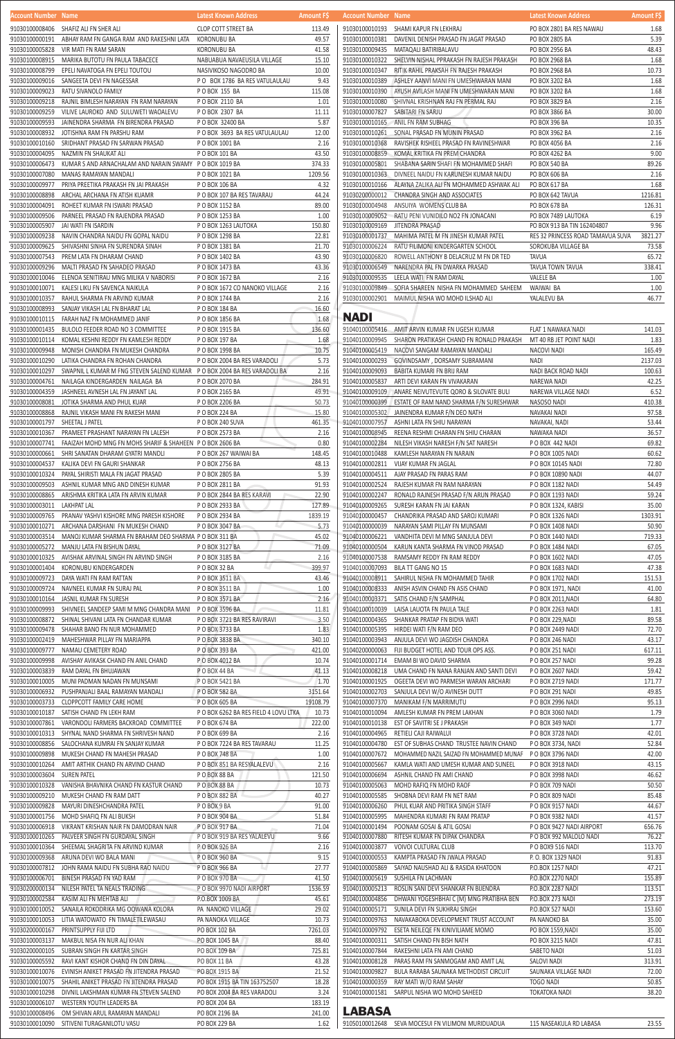| Account Number | Name | Latest Known Address | Amount F$ |
|---|---|---|---|
| 91030100008406 | SHAFIZ ALI FN SHER ALI | CLOP COTT STREET BA | 113.49 |
| 91030100000191 | ABHAY RAM FN GANGA RAM AND RAKESHNI LATA | KORONUBU BA | 49.57 |
| 91030100005828 | VIR MATI FN RAM SARAN | KORONUBU BA | 41.58 |
| 91030100008915 | MARIKA BUTOTU FN PAULA TABACECE | NABUABUA NAVAEUSILA VILLAGE | 15.10 |
| 91030100008799 | EPELI NAVATOGA FN EPELI TOUTOU | NASIVIKOSO NAGODRO BA | 10.00 |
| 91030100009016 | SANGEETA DEVI FN NAGESSAR | P O BOX 1786 BA RES VATULAULAU | 9.43 |
| 91030100009023 | RATU SIVANOLO FAMILY | P O BOX 155 BA | 115.08 |
| 91030100009218 | RAJNIL BIMLESH NARAYAN FN RAM NARAYAN | P O BOX 2110 BA | 1.01 |
| 91030100009259 | VILIVE LAUROKO AND SULUWETI WAOALEVU | P O BOX 2307 BA | 11.11 |
| 91030100009593 | JAINENDRA SHARMA FN BIRENDRA PRASAD | P O BOX 32400 BA | 5.87 |
| 91030100008932 | JOTISHNA RAM FN PARSHU RAM | P O BOX 3693 BA RES VATULAULAU | 12.00 |
| 91030100010160 | SRIDHANT PRASAD FN SARWAN PRASAD | P O BOX 1001 BA | 2.16 |
| 91030100004095 | NAZMIN FN SHAUKAT ALI | P O BOX 101 BA | 43.50 |
| 91030100006473 | KUMAR S AND ARNACHALAM AND NARAIN SWAMY | P O BOX 1019 BA | 374.33 |
| 91030100007080 | MANAS RAMAYAN MANDALI | P O BOX 1021 BA | 1209.56 |
| 91030100009977 | PRIYA PREETIKA PRAKASH FN JAI PRAKASH | P O BOX 106 BA | 4.32 |
| 91030100008898 | ARCHAL ARCHANA FN ATISH KUAMR | P O BOX 107 BA RES TAVARAU | 44.24 |
| 91030100004091 | ROHEET KUMAR FN ISWARI PRASAD | P O BOX 1152 BA | 89.00 |
| 91030100009506 | PARNEEL PRASAD FN RAJENDRA PRASAD | P O BOX 1253 BA | 1.00 |
| 91030100005907 | JAI WATI FN ISARDIN | P O BOX 1263 LAUTOKA | 150.80 |
| 91030100009238 | NAVIN CHANDRA NAIDU FN GOPAL NAIDU | P O BOX 1298 BA | 22.81 |
| 91030100009625 | SHIVASHNI SINHA FN SURENDRA SINAH | P O BOX 1381 BA | 21.70 |
| 91030100007543 | PREM LATA FN DHARAM CHAND | P O BOX 1402 BA | 43.90 |
| 91030100009296 | MALTI PRASAD FN SAHADEO PRASAD | P O BOX 1473 BA | 43.36 |
| 91030100010046 | ELENOA SENITIRAU MNG MILIKA V NABORISI | P O BOX 1672 BA | 2.16 |
| 91030100010071 | KALESI LIKU FN SAVENCA NAIKULA | P O BOX 1672 CO NANOKO VILLAGE | 2.16 |
| 91030100010357 | RAHUL SHARMA FN ARVIND KUMAR | P O BOX 1744 BA | 2.16 |
| 91030100008993 | SANJAY VIKASH LAL FN BHARAT LAL | P O BOX 184 BA | 16.60 |
| 91030100010115 | FARAH NAZ FN MOHAMMED JANIF | P O BOX 1856 BA | 1.68 |
| 91030100001435 | BULOLO FEEDER ROAD NO 3 COMMITTEE | P O BOX 1915 BA | 136.60 |
| 91030100010114 | KOMAL KESHNI REDDY FN KAMLESH REDDY | P O BOX 197 BA | 1.68 |
| 91030100009948 | MONISH CHANDRA FN MUKESH CHANDRA | P O BOX 1998 BA | 10.75 |
| 91030100010290 | LATIKA CHANDRA FN ROHAN CHANDRA | P O BOX 2004 BA RES VARADOLI | 5.73 |
| 91030100010297 | SWAPNIL L KUMAR M FNG STEVEN SALEND KUMAR | P O BOX 2004 BA RES VARADOLI BA | 2.16 |
| 91030100004761 | NAILAGA KINDERGARDEN NAILAGA BA | P O BOX 2070 BA | 284.91 |
| 91030100004359 | JASHNEEL AVNESH LAL FN JAYANT LAL | P O BOX 2165 BA | 49.91 |
| 91030100008081 | JOTIKA SHARMA AND PHUL KUAR | P O BOX 2206 BA | 50.73 |
| 91030100008868 | RAJNIL VIKASH MANI FN RAKESH MANI | P O BOX 224 BA | 15.80 |
| 91030100001797 | SHEETAL J PATEL | P O BOX 240 SUVA | 461.35 |
| 91030100010367 | PRAMEET PRASHANT NARAYAN FN LALESH | P O BOX 2573 BA | 2.16 |
| 91030100007741 | FAAIZAH MOHD MNG FN MOHS SHARIF & SHAHEEN | P O BOX 2606 BA | 0.80 |
| 91030100000661 | SHRI SANATAN DHARAM GYATRI MANDLI | P O BOX 267 WAIWAI BA | 148.45 |
| 91030100004537 | KALIKA DEVI FN GAURI SHANKAR | P O BOX 2756 BA | 48.13 |
| 91030100010324 | PAYAL SHIRISTI MALA FN JAGAT PRASAD | P O BOX 2805 BA | 5.39 |
| 91030100009503 | ASHNIL KUMAR MNG AND DINESH KUMAR | P O BOX 2811 BA | 91.93 |
| 91030100008865 | ARISHMA KRITIKA LATA FN ARVIN KUMAR | P O BOX 2844 BA RES KARAVI | 22.90 |
| 91030100003011 | LAKHPAT LAL | P O BOX 2933 BA | 127.89 |
| 91030100009765 | PRANAV YASHVI KISHORE MNG PARESH KISHORE | P O BOX 2934 BA | 1839.19 |
| 91030100010271 | ARCHANA DARSHANI FN MUKESH CHAND | P O BOX 3047 BA | 5.73 |
| 91030100003514 | MANOJ KUMAR SHARMA FN BRAHAM DEO SHARMA | P O BOX 311 BA | 45.02 |
| 91030100005272 | MANJU LATA FN BISHUN DAYAL | P O BOX 3127 BA | 71.09 |
| 91030100010325 | AVISHAK ARVINAL SINGH FN ARVIND SINGH | P O BOX 3185 BA | 2.16 |
| 91030100001404 | KORONUBU KINDERGARDEN | P O BOX 32 BA | 399.97 |
| 91030100009723 | DAYA WATI FN RAM RATTAN | P O BOX 3511 BA | 43.46 |
| 91030100009724 | NAVNEEL KUMAR FN SURAJ PAL | P O BOX 3511 BA | 1.00 |
| 91030100010164 | JASNIL KUMAR FN SURESH | P O BOX 3571 BA | 2.16 |
| 91030100009993 | SHIVNEEL SANDEEP SAMI M MNG CHANDRA MANI | P O BOX 3596 BA | 11.81 |
| 91030100008872 | SHINAL SHIVANI LATA FN CHANDAR KUMAR | P O BOX 3721 BA RES RAVIRAVI | 3.50 |
| 91030100009478 | SHAHAR BANO FN NUR MOHAMMED | P O BOX 3733 BA | 1.83 |
| 91030100002419 | MAHESHWAR PILLAY FN MARIAPPA | P O BOX 3838 BA | 340.10 |
| 91030100009777 | NAMAU CEMETERY ROAD | P O BOX 393 BA | 421.00 |
| 91030100009998 | AVISHAY AVIKASK CHAND FN ANIL CHAND | P O BOX 4012 BA | 10.74 |
| 91030100003839 | RAM DAYAL FN BHUJAWAN | P O BOX 44 BA | 41.13 |
| 91030100010005 | MUNI PADMAN NADAN FN MUNSAMI | P O BOX 5421 BA | 1.70 |
| 91030100006932 | PUSHPANJALI BAAL RAMAYAN MANDALI | P O BOX 582 BA | 3151.64 |
| 91030100003733 | CLOPPCOTT FAMILY CARE HOME | P O BOX 605 BA | 19108.79 |
| 91030100010187 | SATISH CHAND FN LEKH RAM | P O BOX 6262 BA RES FIELD 4 LOVU LTKA | 10.73 |
| 91030100007861 | VARONDOLI FARMERS BACKROAD COMMITTEE | P O BOX 674 BA | 222.00 |
| 91030100010313 | SHYNAL NAND SHARMA FN SHRIVESH NAND | P O BOX 699 BA | 2.16 |
| 91030100008856 | SALOCHANA KUMRAI FN SANJAY KUMAR | P O BOX 7224 BA RES TAVARAU | 11.25 |
| 91030100009898 | MUKESH CHAND FN MAHESH PRASAD | P O BOX 748 BA | 1.00 |
| 91030100010264 | AMIT ARTHIK CHAND FN ARVIND CHAND | P O BOX 851 BA RESYALALEVU | 2.16 |
| 91030100003604 | SUREN PATEL | P O BOX 88 BA | 121.50 |
| 91030100010328 | VANISHA BHAVNIKA CHAND FN KASTUR CHAND | P O BOX 88 BA | 10.73 |
| 91030100009210 | MUKESH CHAND FN RAM DATT | P O BOX 882 BA | 40.27 |
| 91030100009828 | MAYURI DINESHCHANDRA PATEL | P O BOX 9 BA | 91.00 |
| 91030100001756 | MOHD SHAFIQ FN ALI BUKSH | P O BOX 904 BA | 51.84 |
| 91030100006918 | VIKRANT KRISHAN NAIR FN DAMODRAN NAIR | P O BOX 917 BA | 71.04 |
| 91030100010265 | PALVEER SINGH FN GURDAYAL SINGH | P O BOX 919 BA RES YALALEVU | 9.66 |
| 91030100010364 | SHEEMAL SHAGRITA FN ARVIND KUMAR | P O BOX 926 BA | 2.16 |
| 91030100009368 | ARUNA DEVI WO BALA MANI | P O BOX 960 BA | 9.15 |
| 91030100007812 | JOHN RAMA NAIDU FN SUBHA RAO NAIDU | P O BOX 966 BA | 27.77 |
| 91030100006701 | BINESH PRASAD FN YAD RAM | P O BOX 970 BA | 41.50 |
| 91030200000134 | NILESH PATEL TA NEALS TRADING | P O BOX 9970 NADI AIRPORT | 1536.59 |
| 91030100002584 | KASIM ALI FN MEHTAB ALI | P.O.BOX 1009 BA | 45.61 |
| 91030100010052 | SANAILA ROKODRIKA MG OOWANA KOLORA | PA NANOKO VILLAGE | 29.02 |
| 91030100010053 | LITIA WATOWATO FN TIMALETILEWASAU | PA NANOKA VILLAGE | 10.73 |
| 91030200000167 | PRINTSUPPLY FIJI LTD | PO BOX 102 BA | 7261.03 |
| 91030100003137 | MAKBUL NISA FN NUR ALI KHAN | PO BOX 1045 BA | 88.40 |
| 91030200000105 | SUBRAN SINGH FN KARTAR SINGH | PO BOX 109 BA | 725.81 |
| 91030100005592 | RAVI KANT KISHOR CHAND FN DIN DAYAL | PO BOX 11 BA | 43.28 |
| 91030100010076 | EVINISH ANIKET PRASAD FN JITENDRA PRASAD | PO BOX 1915 BA | 21.52 |
| 91030100010075 | SHAHIL ANIKET PRASAD FN JITENDRA PRASAD | PO BOX 1915 BA TIN 163752507 | 18.28 |
| 91030100010298 | DIVNIL LAKSHMAN KUMAR FN STEVEN SALEND | PO BOX 2004 BA RES VARADOLI | 3.24 |
| 91030100006107 | WESTERN YOUTH LEADERS BA | PO BOX 204 BA | 183.19 |
| 91030100008496 | OM SHIVAN ARUL RAMAYAN MANDALI | PO BOX 2196 BA | 241.00 |
| 91030100010090 | SITIVENI TURAGANILOTU VASU | PO BOX 229 BA | 1.62 |
| 91030100010193 | SHAMI KAPUR FN LEKHRAJ | PO BOX 2801 BA RES NAWAU | 1.68 |
| 91030100010381 | DAVENIL DENISH PRASAD FN JAGAT PRASAD | PO BOX 2805 BA | 5.39 |
| 91030100009435 | MATAQALI BATIRIBALAVU | PO BOX 2956 BA | 48.43 |
| 91030100010322 | SHELVIN NISHAL PPRAKASH FN RAJESH PRAKASH | PO BOX 2968 BA | 1.68 |
| 91030100010347 | RITIK RAHIL PRAKSAH FN RAJESH PRAKASH | PO BOX 2968 BA | 10.73 |
| 91030100010389 | ASHLEY AANVI MANI FN UMESHWARAN MANI | PO BOX 3202 BA | 1.68 |
| 91030100010390 | AYUSH AVILASH MANI FN UMESHWARAN MANI | PO BOX 3202 BA | 1.68 |
| 91030100010080 | SHIVNAL KRISHNAN RAJ FN PERMAL RAJ | PO BOX 3829 BA | 2.16 |
| 91030100007827 | SABITARI FN SARJU | PO BOX 3866 BA | 30.00 |
| 91030100010165 | ANIL FN RAM SUBHAG | PO BOX 396 BA | 10.35 |
| 91030100010261 | SONAL PRASAD FN MUNIN PRASAD | PO BOX 3962 BA | 2.16 |
| 91030100010368 | RAVISHEK RISHEEL PRASAD FN RAVINESHWAR | PO BOX 4056 BA | 2.16 |
| 91030100008859 | KOMAL KRITIKA FN PREM CHANDRA | PO BOX 4262 BA | 9.00 |
| 91030100005801 | SHABANA SARIN SHAFI FN MOHAMMED SHAFI | PO BOX 540 BA | 89.26 |
| 91030100010363 | DIVNEEL NAIDU FN KARUNESH KUMAR NAIDU | PO BOX 606 BA | 2.16 |
| 91030100010166 | ALAYNA ZALIKA ALI FN MOHAMMED ASHWAK ALI | PO BOX 617 BA | 1.68 |
| 91030200000012 | CHANDRA SINGH AND ASSOCIATES | PO BOX 642 TAVUA | 1216.81 |
| 91030100004948 | ANSUIYA WOMENS CLUB BA | PO BOX 678 BA | 126.31 |
| 91030100009052 | RATU PENI VUNIDILO NO2 FN JONACANI | PO BOX 7489 LAUTOKA | 6.19 |
| 91030100009169 | JITENDRA PRASAD | PO BOX 913 BA TIN 162404807 | 9.96 |
| 91030100001737 | MAHIMA PATEL M FN JINESH KUMAR PATEL | RES 32 PRINCESS ROAD TAMAVUA SUVA | 3821.27 |
| 91030100006224 | RATU FILIMONI KINDERGARTEN SCHOOL | SOROKUBA VILLAGE BA | 73.58 |
| 91030100006820 | ROWELL ANTHONY B DELACRUZ M FN DR TED | TAVUA | 65.72 |
| 91030100006549 | NARENDRA PAL FN DWARKA PRASAD | TAVUA TOWN TAVUA | 338.41 |
| 91030100009535 | LEELA WATI FN RAM DAYAL | VALELE BA | 1.00 |
| 91030100009849 | SOFIA SHAREEN NISHA FN MOHAMMED SAHEEM | WAIWAI BA | 1.00 |
| 91030100002901 | MAIMUL NISHA WO MOHD ILSHAD ALI | YALALEVU BA | 46.77 |

## NADI

| Account Number | Name | Latest Known Address | Amount F$ |
|---|---|---|---|
| 91040100005416 | AMIT ARVIN KUMAR FN UGESH KUMAR | FLAT 1 NAWAKA NADI | 141.03 |
| 91040100009945 | SHARON PRATIKASH CHAND FN RONALD PRAKASH | MT 40 RB JET POINT NADI | 1.83 |
| 91040100005419 | NACOVI SANGAM RAMAYAN MANDALI | NACOVI NADI | 165.49 |
| 91040100000293 | GOVINDSAMY , DORSAMY SUBRAMANI | NADI | 2137.03 |
| 91040100009093 | BABITA KUMARI FN BRIJ RAM | NADI BACK ROAD NADI | 100.63 |
| 91040100005837 | ARTI DEVI KARAN FN VIVAKARAN | NAREWA NADI | 42.25 |
| 91040100009109 | ANARE NEIVUTEVUTE QORO & SILOVATE BULI | NAREWA VILLAGE NADI | 6.52 |
| 91040100000399 | ESTATE OF RAM NAND SHARMA F/N SURESHWAR | NASOSO NADI | 410.38 |
| 91040100005302 | JAINENDRA KUMAR F/N DEO NATH | NAVAKAI NADI | 97.58 |
| 91040100007957 | ASHNI LATA FN SHIU NARAYAN | NAVAKAI, NADI | 53.44 |
| 91040100008945 | REENA RESHMI CHARAN FN SHIU CHARAN | NAWAKA NADI | 36.57 |
| 91040100002284 | NILESH VIKASH NARESH F/N SAT NARESH | P O BOX 442 NADI | 69.82 |
| 91040100010488 | KAMLESH NARAYAN FN NARAIN | P O BOX 1005 NADI | 60.62 |
| 91040100002811 | VIJAY KUMAR FN JAGLAL | P O BOX 10145 NADI | 72.80 |
| 91040100004511 | AJAY PRASAD FN PARAS RAM | P O BOX 10890 NADI | 44.07 |
| 91040100002524 | RAJESH KUMAR FN RAM NARAYAN | P O BOX 1182 NADI | 54.49 |
| 91040100002247 | RONALD RAJNESH PRASAD F/N ARUN PRASAD | P O BOX 1193 NADI | 59.24 |
| 91040100009265 | SURESH KARAN FN JAI KARAN | P O BOX 1324, KABISI | 35.00 |
| 91040100000457 | CHANDRIKA PRASAD AND SAROJ KUMARI | P O BOX 1326 NADI | 1303.91 |
| 91040100000039 | NARAYAN SAMI PILLAY FN MUNSAMI | P O BOX 1408 NADI | 50.90 |
| 91040100006221 | VANDHITA DEVI M MNG SANJULA DEVI | P O BOX 1440 NADI | 719.33 |
| 91040100000504 | KARUN KANTA SHARMA FN VINOD PRASAD | P O BOX 1484 NADI | 67.05 |
| 91040100007538 | RAMSAMY REDDY FN RAM REDDY | P O BOX 1602 NADI | 47.05 |
| 91040100007093 | BILA TT GANG NO 15 | P O BOX 1683 NADI | 47.38 |
| 91040100008911 | SAHIRUL NISHA FN MOHAMMED TAHIR | P O BOX 1702 NADI | 151.53 |
| 91040100008333 | ANISH ASVIN CHAND FN ASIS CHAND | P O BOX 1971, NADI | 41.00 |
| 91040100003371 | SATIS CHAND F/N SAMPHAL | P O BOX 2011,NADI | 64.80 |
| 91040100010039 | LAISA LAUOTA FN PAULA TALE | P O BOX 2263 NADI | 1.81 |
| 91040100004365 | SHANKAR PRATAP FN BIDYA WATI | P O BOX 229,NADI | 89.58 |
| 91040100005395 | HIRDEI WATI F/N RAM DEO | P O BOX 2449 NADI | 72.70 |
| 91040100003943 | ANJULA DEVI WO JAGDISH CHANDRA | P O BOX 246 NADI | 43.17 |
| 91040200000063 | FIJI BUDGET HOTEL AND TOUR OPS ASS. | P O BOX 251 NADI | 617.11 |
| 91040100001714 | EMAM BI WO DAVID SHARMA | P O BOX 257 NADI | 99.28 |
| 91040100008218 | UMA CHAND FN NANA RANJAN AND SANTI DEVI | P O BOX 2607 NADI | 59.42 |
| 91040100001925 | OGEETA DEVI WO PARMESH WARAN ARCHARI | P O BOX 2719 NADI | 171.77 |
| 91040100002703 | SANJULA DEVI W/O AVINESH DUTT | P O BOX 291 NADI | 49.85 |
| 91040100007370 | MANIKAM F/N MARRIMUTU | P O BOX 2996 NADI | 95.13 |
| 91040100010094 | AMLESH KUMAR FN PREM LAKHAN | P O BOX 3060 NADI | 1.79 |
| 91040100010138 | EST OF SAVITRI SE J PRAKASH | P O BOX 349 NADI | 1.77 |
| 91040100004965 | RETIELI CAJI RAIWALUI | P O BOX 3728 NADI | 42.01 |
| 91040100004780 | EST OF SUBHAS CHAND TRUSTEE NAVIN CHAND | P O BOX 3734, NADI | 52.84 |
| 91040100007672 | MOHAMMED NAZIL SAIZAD FN MOHAMMED MUNAF | P O BOX 3796 NADI | 42.00 |
| 91040100005667 | KAMLA WATI AND UMESH KUMAR AND SUNEEL | P O BOX 3918 NADI | 43.15 |
| 91040100006694 | ASHNIL CHAND FN AMI CHAND | P O BOX 3998 NADI | 46.62 |
| 91040100005063 | MOHD RAFIQ FN MOHD RAOF | P O BOX 709 NADI | 50.50 |
| 91040100005585 | SHOBNA DEVI RAM FN NET RAM | P O BOX 809 NADI | 85.48 |
| 91040100006260 | PHUL KUAR AND PRITIKA SINGH STAFF | P O BOX 9157 NADI | 44.67 |
| 91040100005995 | MAHENDRA KUMARI FN RAM PRATAP | P O BOX 9382 NADI | 41.57 |
| 91040100001494 | POONAM GOSAI & ATIL GOSAI | P O BOX 9427 NADI AIRPORT | 656.76 |
| 91040100007880 | RITESH KUMAR FN DIPAK CHANDRA | P O BOX 992 MALOLO NADI | 76.22 |
| 91040100003877 | VOIVOI CULTURAL CLUB | P O BOX9 516 NADI | 113.70 |
| 91040100000553 | KAMPTA PRASAD FN JWALA PRASAD | P. O. BOX 1329 NADI | 91.83 |
| 91040100005869 | SAIYAD NAUSHAD ALI & RASIDA KHATOON | P.O.BOX 1257 NADI | 47.21 |
| 91040100005619 | SUSHILA FN LACHMAN | P.O.BOX 2270 NADI | 155.89 |
| 91040100005213 | ROSLIN SANI DEVI SHANKAR FN BIJENDRA | P.O.BOX 2287 NADI | 113.51 |
| 91040100004856 | DHWANI YOGESHBHAI C (M) MNG PRATIBHA BEN | P.O.BOX 273 NADI | 273.19 |
| 91040100005171 | SUNILA DEVI FN SUKHRAJ SINGH | P.O.BOX 527 NADI | 153.60 |
| 91040100009763 | NAVAKABOKA DEVELOPMENT TRUST ACCOUNT | PA NANOKO BA | 35.00 |
| 91040100009792 | ESETA NEILEQE FN KINIVILIAME MOMO | PO BOX 1559,NADI | 35.00 |
| 91040100000311 | SATISH CHAND FN BISH NATH | PO BOX 3215 NADI | 47.81 |
| 91040100007844 | RAKESHNI LATA FN AMI CHAND | SABETO NADI | 51.03 |
| 91040100008128 | PARAS RAM FN SANMOGAM AND AMIT LAL | SALOVI NADI | 313.91 |
| 91040100009827 | BULA RARABA SAUNAKA METHODIST CIRCUIT | SAUNAKA VILLAGE NADI | 72.00 |
| 91040100000359 | RAY MATI W/O RAM SAHAY | TOGO NADI | 50.85 |
| 91040100001581 | SARPUL NISHA WO MOHD SAHEED | TOKATOKA NADI | 38.20 |

## LABASA

| Account Number | Name | Latest Known Address | Amount F$ |
|---|---|---|---|
| 91050100012648 | SEVA MOCESUI FN VILIMONI MURIDUADUA | 115 NASEAKULA RD LABASA | 23.55 |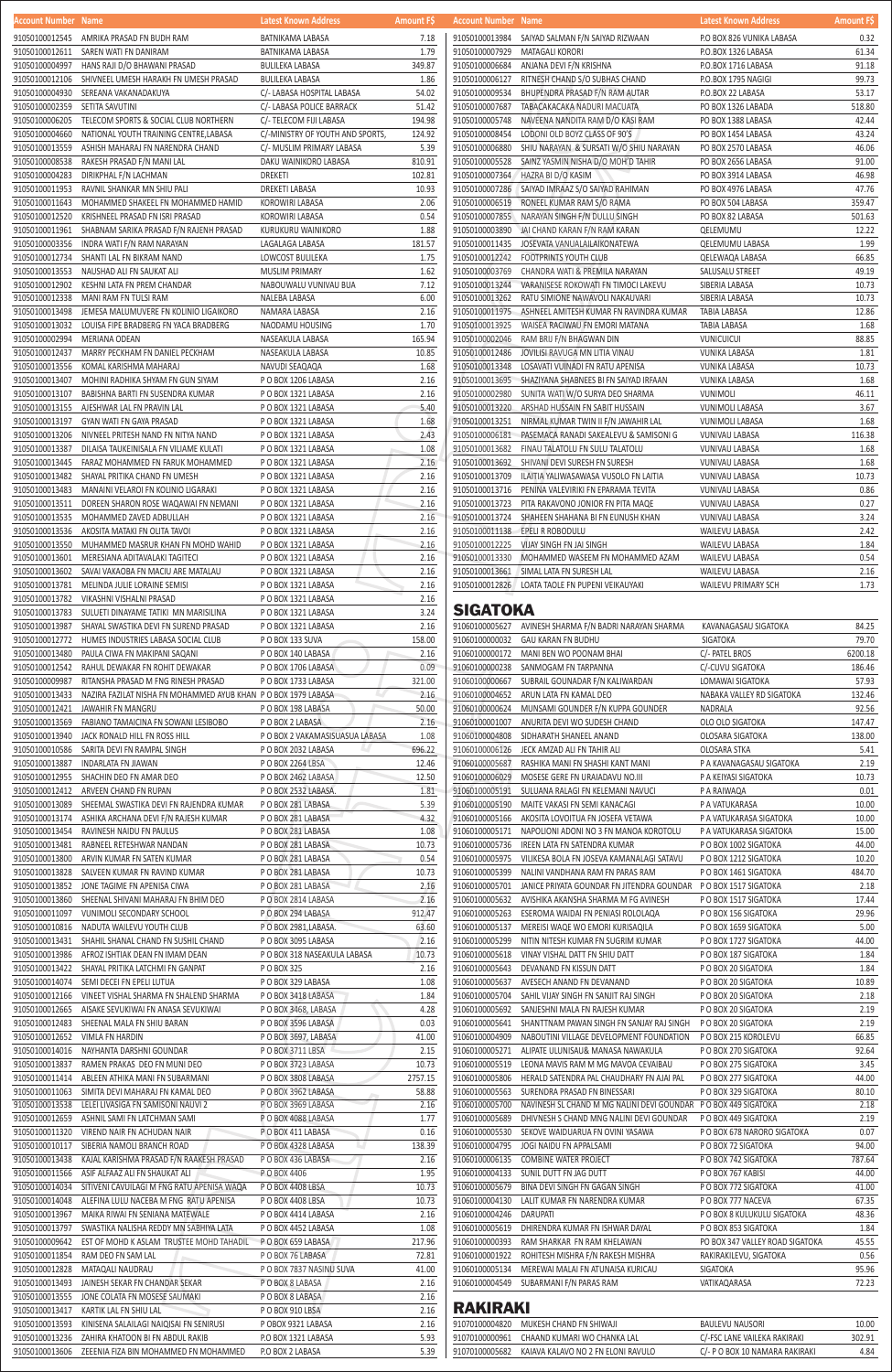| Account Number | Name | Latest Known Address | Amount F$ |
|---|---|---|---|
| 91050100012545 | AMRIKA PRASAD FN BUDH RAM | BATNIKAMA LABASA | 7.18 |
| 91050100012611 | SAREN WATI FN DANIRAM | BATNIKAMA LABASA | 1.79 |
| 91050100004997 | HANS RAJI D/O BHAWANI PRASAD | BULILEKA LABASA | 349.87 |
| 91050100012106 | SHIVNEEL UMESH HARAKH FN UMESH PRASAD | BULILEKA LABASA | 1.86 |
| 91050100004930 | SEREANA VAKANADAKUYA | C/- LABASA HOSPITAL LABASA | 54.02 |
| 91050100002359 | SETITA SAVUTINI | C/- LABASA POLICE BARRACK | 51.42 |
| 91050100006205 | TELECOM SPORTS & SOCIAL CLUB NORTHERN | C/- TELECOM FIJI LABASA | 194.98 |
| 91050100004660 | NATIONAL YOUTH TRAINING CENTRE,LABASA | C/-MINISTRY OF YOUTH AND SPORTS, | 124.92 |
| 91050100013559 | ASHISH MAHARAJ FN NARENDRA CHAND | C/- MUSLIM PRIMARY LABASA | 5.39 |
| 91050100008538 | RAKESH PRASAD F/N MANI LAL | DAKU WAINIKORO LABASA | 810.91 |
| 91050100004283 | DIRIKPHAL F/N LACHMAN | DREKETI | 102.81 |
| 91050100011953 | RAVNIL SHANKAR MN SHIU PALI | DREKETI LABASA | 10.93 |
| 91050100011643 | MOHAMMED SHAKEEL FN MOHAMMED HAMID | KOROWIRI LABASA | 2.06 |
| 91050100012520 | KRISHNEEL PRASAD FN ISRI PRASAD | KOROWIRI LABASA | 0.54 |
| 91050100011961 | SHABNAM SARIKA PRASAD F/N RAJENH PRASAD | KURUKURU WAINIKORO | 1.88 |
| 91050100003356 | INDRA WATI F/N RAM NARAYAN | LAGALAGA LABASA | 181.57 |
| 91050100012734 | SHANTI LAL FN BIKRAM NAND | LOWCOST BULILEKA | 1.75 |
| 91050100013553 | NAUSHAD ALI FN SAUKAT ALI | MUSLIM PRIMARY | 1.62 |
| 91050100012902 | KESHNI LATA FN PREM CHANDAR | NABOUWALU VUNIVAU BUA | 7.12 |
| 91050100012338 | MANI RAM FN TULSI RAM | NALEBA LABASA | 6.00 |
| 91050100013498 | JEMESA MALUMUVERE FN KOLINIO LIGAIKORO | NAMARA LABASA | 2.16 |
| 91050100013032 | LOUISA FIPE BRADBERG FN YACA BRADBERG | NAODAMU HOUSING | 1.70 |
| 91050100002994 | MERIANA ODEAN | NASEAKULA LABASA | 165.94 |
| 91050100012437 | MARRY PECKHAM FN DANIEL PECKHAM | NASEAKULA LABASA | 10.85 |
| 91050100013556 | KOMAL KARISHMA MAHARAJ | NAVUDI SEAQAQA | 1.68 |
| 91050100013407 | MOHINI RADHIKA SHYAM FN GUN SIYAM | P O BOX 1206 LABASA | 2.16 |
| 91050100013107 | BABISHNA BARTI FN SUSENDRA KUMAR | P O BOX 1321 LABASA | 2.16 |
| 91050100013155 | AJESHWAR LAL FN PRAVIN LAL | P O BOX 1321 LABASA | 5.40 |
| 91050100013197 | GYAN WATI FN GAYA PRASAD | P O BOX 1321 LABASA | 1.68 |
| 91050100013206 | NIVNEEL PRITESH NAND FN NITYA NAND | P O BOX 1321 LABASA | 2.43 |
| 91050100013387 | DILAISA TAUKEINISALA FN VILIAME KULATI | P O BOX 1321 LABASA | 1.08 |
| 91050100013445 | FARAZ MOHAMMED FN FARUK MOHAMMED | P O BOX 1321 LABASA | 2.16 |
| 91050100013482 | SHAYAL PRITIKA CHAND FN UMESH | P O BOX 1321 LABASA | 2.16 |
| 91050100013483 | MANAINI VELAROI FN KOLINIO LIGARAKI | P O BOX 1321 LABASA | 2.16 |
| 91050100013511 | DOREEN SHARON ROSE WAQAWAI FN NEMANI | P O BOX 1321 LABASA | 2.16 |
| 91050100013535 | MOHAMMED ZAVED ADBULLAH | P O BOX 1321 LABASA | 2.16 |
| 91050100013536 | AKOSITA MATAKI FN OLITA TAVOI | P O BOX 1321 LABASA | 2.16 |
| 91050100013550 | MUHAMMED MASRUR KHAN FN MOHD WAHID | P O BOX 1321 LABASA | 2.16 |
| 91050100013601 | MERESIANA ADITAVALAKI TAGITECI | P O BOX 1321 LABASA | 2.16 |
| 91050100013602 | SAVAI VAKAOBA FN MACIU ARE MATALAU | P O BOX 1321 LABASA | 2.16 |
| 91050100013781 | MELINDA JULIE LORAINE SEMISI | P O BOX 1321 LABASA | 2.16 |
| 91050100013782 | VIKASHNI VISHALNI PRASAD | P O BOX 1321 LABASA | 2.16 |
| 91050100013783 | SULUETI DINAYAME TATIKI MN MARISILINA | P O BOX 1321 LABASA | 3.24 |
| 91050100013987 | SHAYAL SWASTIKA DEVI FN SUREND PRASAD | P O BOX 1321 LABASA | 2.16 |
| 91050100012772 | HUMES INDUSTRIES LABASA SOCIAL CLUB | P O BOX 133 SUVA | 158.00 |
| 91050100013480 | PAULA CIWA FN MAKIPANI SAQANI | P O BOX 140 LABASA | 2.16 |
| 91050100012542 | RAHUL DEWAKAR FN ROHIT DEWAKAR | P O BOX 1706 LABASA | 0.09 |
| 91050100009987 | RITANSHA PRASAD M FNG RINESH PRASAD | P O BOX 1733 LABASA | 321.00 |
| 91050100013433 | NAZIRA FAZILAT NISHA FN MOHAMMED AYUB KHAN | P O BOX 1979 LABASA | 2.16 |
| 91050100012421 | JAWAHIR FN MANGRU | P O BOX 198 LABASA | 50.00 |
| 91050100013569 | FABIANO TAMAICINA FN SOWANI LESIBOBO | P O BOX 2 LABASA | 2.16 |
| 91050100013940 | JACK RONALD HILL FN ROSS HILL | P O BOX 2 VAKAMASISUASUA LABASA | 1.08 |
| 91050100010586 | SARITA DEVI FN RAMPAL SINGH | P O BOX 2032 LABASA | 696.22 |
| 91050100013887 | INDARLATA FN JIAWAN | P O BOX 2264 LBSA | 12.46 |
| 91050100012955 | SHACHIN DEO FN AMAR DEO | P O BOX 2462 LABASA | 12.50 |
| 91050100012412 | ARVEEN CHAND FN RUPAN | P O BOX 2532 LABASA. | 1.81 |
| 91050100013089 | SHEEMAL SWASTIKA DEVI FN RAJENDRA KUMAR | P O BOX 281 LABASA | 5.39 |
| 91050100013174 | ASHIKA ARCHANA DEVI F/N RAJESH KUMAR | P O BOX 281 LABASA | 4.32 |
| 91050100013454 | RAVINESH NAIDU FN PAULUS | P O BOX 281 LABASA | 1.08 |
| 91050100013481 | RABNEEL RETESHWAR NANDAN | P O BOX 281 LABASA | 10.73 |
| 91050100013800 | ARVIN KUMAR FN SATEN KUMAR | P O BOX 281 LABASA | 0.54 |
| 91050100013828 | SALVEEN KUMAR FN RAVIND KUMAR | P O BOX 281 LABASA | 10.73 |
| 91050100013852 | JONE TAGIME FN APENISA CIWA | P O BOX 281 LABASA | 2.16 |
| 91050100013860 | SHEENAL SHIVANI MAHARAJ FN BHIM DEO | P O BOX 2814 LABASA | 2.16 |
| 91050100011097 | VUNIMOLI SECONDARY SCHOOL | P O BOX 294 LABASA | 912.47 |
| 91050100010816 | NADUTA WAILEVU YOUTH CLUB | P O BOX 2981,LABASA. | 63.60 |
| 91050100013431 | SHAHIL SHANAL CHAND FN SUSHIL CHAND | P O BOX 3095 LABASA | 2.16 |
| 91050100013986 | AFROZ ISHTIAK DEAN FN IMAM DEAN | P O BOX 318 NASEAKULA LABASA | 10.73 |
| 91050100013422 | SHAYAL PRITIKA LATCHMI FN GANPAT | P O BOX 325 | 2.16 |
| 91050100014074 | SEMI DECEI FN EPELI LUTUA | P O BOX 329 LABASA | 1.08 |
| 91050100012166 | VINEET VISHAL SHARMA FN SHALEND SHARMA | P O BOX 3418 LABASA | 1.84 |
| 91050100012665 | AISAKE SEVUKIWAI FN ANASA SEVUKIWAI | P O BOX 3468, LABASA | 4.28 |
| 91050100012483 | SHEENAL MALA FN SHIU BARAN | P O BOX 3596 LABASA | 0.03 |
| 91050100012652 | VIMLA FN HARDIN | P O BOX 3697, LABASA | 41.00 |
| 91050100014016 | NAYHANTA DARSHNI GOUNDAR | P O BOX 3711 LBSA | 2.15 |
| 91050100013837 | RAMEN PRAKAS DEO FN MUNI DEO | P O BOX 3723 LABASA | 10.73 |
| 91050100011414 | ABLEEN ATHIKA MANI FN SUBARMANI | P O BOX 3808 LABASA | 2757.15 |
| 91050100011063 | SIMITA DEVI MAHARAJ FN KAMAL DEO | P O BOX 3962 LABASA | 58.88 |
| 91050100013538 | LELEI LIVASIGA FN SAMISONI NAUVI 2 | P O BOX 3969 LABASA | 2.16 |
| 91050100012659 | ASHNIL SAMI FN LATCHMAN SAMI | P O BOX 4088 LABASA | 1.77 |
| 91050100011320 | VIREND NAIR FN ACHUDAN NAIR | P O BOX 411 LABASA | 0.16 |
| 91050100010117 | SIBERIA NAMOLI BRANCH ROAD | P O BOX 4328 LABASA | 138.39 |
| 91050100013438 | KAJAL KARISHMA PRASAD F/N RAAKESH PRASAD | P O BOX 436 LABASA | 2.16 |
| 91050100011566 | ASIF ALFAAZ ALI FN SHAUKAT ALI | P O BOX 4406 | 1.95 |
| 91050100014034 | SITIVENI CAVUILAGI M FNG RATU APENISA WAQA | P O BOX 4408 LBSA | 10.73 |
| 91050100014048 | ALEFINA LULU NACEBA M FNG RATU APENISA | P O BOX 4408 LBSA | 10.73 |
| 91050100013967 | MAIKA RIWAI FN SENIANA MATEWALE | P O BOX 4414 LABASA | 2.16 |
| 91050100013797 | SWASTIKA NALISHA REDDY MN SABHIYA LATA | P O BOX 4452 LABASA | 1.08 |
| 91050100009642 | EST OF MOHD K ASLAM TRUSTEE MOHD TAHADIL | P O BOX 659 LABASA | 217.96 |
| 91050100011854 | RAM DEO FN SAM LAL | P O BOX 76 LABASA | 72.81 |
| 91050100012828 | MATAQALI NAUDRAU | P O BOX 7837 NASINU SUVA | 41.00 |
| 91050100013493 | JAINESH SEKAR FN CHANDAR SEKAR | P O BOX 8 LABASA | 2.16 |
| 91050100013555 | JONE COLATA FN MOSESE SAUMAKI | P O BOX 8 LABASA | 2.16 |
| 91050100013417 | KARTIK LAL FN SHIU LAL | P O BOX 910 LBSA | 2.16 |
| 91050100013593 | KINISENA SALAILAGI NAIQISAI FN SENIRUSI | P OBOX 9321 LABASA | 2.16 |
| 91050100013236 | ZAHIRA KHATOON BI FN ABDUL RAKIB | P.O BOX 1321 LABASA | 5.93 |
| 91050100013606 | ZEEENIA FIZA BIN MOHAMMED FN MOHAMMED | P.O BOX 2 LABASA | 5.39 |
| 91050100013984 | SAIYAD SALMAN F/N SAIYAD RIZWAAN | P.O BOX 826 VUNIKA LABASA | 0.32 |
| 91050100007929 | MATAGALI KORORI | P.O.BOX 1326 LABASA | 61.34 |
| 91050100006684 | ANJANA DEVI F/N KRISHNA | P.O.BOX 1716 LABASA | 91.18 |
| 91050100006127 | RITNESH CHAND S/O SUBHAS CHAND | P.O.BOX 1795 NAGIGI | 99.73 |
| 91050100009534 | BHUPENDRA PRASAD F/N RAM AUTAR | P.O.BOX 22 LABASA | 53.17 |
| 91050100007687 | TABACAKACAKA NADURI MACUATA | PO BOX 1326 LABADA | 518.80 |
| 91050100005748 | NAVEENA NANDITA RAM D/O KASI RAM | PO BOX 1388 LABASA | 42.44 |
| 91050100008454 | LODONI OLD BOYZ CLASS OF 90'S | PO BOX 1454 LABASA | 43.24 |
| 91050100006880 | SHIU NARAYAN & SURSATI W/O SHIU NARAYAN | PO BOX 2570 LABASA | 46.06 |
| 91050100005528 | SAINZ YASMIN NISHA D/O MOH'D TAHIR | PO BOX 2656 LABASA | 91.00 |
| 91050100007364 | HAZRA BI D/O KASIM | PO BOX 3914 LABASA | 46.98 |
| 91050100007286 | SAIYAD IMRAAZ S/O SAIYAD RAHIMAN | PO BOX 4976 LABASA | 47.76 |
| 91050100006519 | RONEEL KUMAR RAM S/O RAMA | PO BOX 504 LABASA | 359.47 |
| 91050100007855 | NARAYAN SINGH F/N DULLU SINGH | PO BOX 82 LABASA | 501.63 |
| 91050100003890 | JAI CHAND KARAN F/N RAM KARAN | QELEMUMU | 12.22 |
| 91050100011435 | JOSEVATA VANUALAILAIKONATEWA | QELEMUMU LABASA | 1.99 |
| 91050100012242 | FOOTPRINTS YOUTH CLUB | QELEWAQA LABASA | 66.85 |
| 91050100003769 | CHANDRA WATI & PREMILA NARAYAN | SALUSALU STREET | 49.19 |
| 91050100013244 | VARANISESE ROKOWATI FN TIMOCI LAKEVU | SIBERIA LABASA | 10.73 |
| 91050100013262 | RATU SIMIONE NAWAVOLI NAKAUVARI | SIBERIA LABASA | 10.73 |
| 91050100011975 | ASHNEEL AMITESH KUMAR FN RAVINDRA KUMAR | TABIA LABASA | 12.86 |
| 91050100013925 | WAISEA RACIWAU FN EMORI MATANA | TABIA LABASA | 1.68 |
| 91050100002046 | RAM BRIJ F/N BHAGWAN DIN | VUNICUICUI | 88.85 |
| 91050100012486 | JOVILISI RAVUGA MN LITIA VINAU | VUNIKA LABASA | 1.81 |
| 91050100013348 | LOSAVATI VUINADI FN RATU APENISA | VUNIKA LABASA | 10.73 |
| 91050100013695 | SHAZIYANA SHABNEES BI FN SAIYAD IRFAAN | VUNIKA LABASA | 1.68 |
| 91050100002980 | SUNITA WATI W/O SURYA DEO SHARMA | VUNIMOLI | 46.11 |
| 91050100013220 | ARSHAD HUSSAIN FN SABIT HUSSAIN | VUNIMOLI LABASA | 3.67 |
| 91050100013251 | NIRMAL KUMAR TWIN II F/N JAWAHIR LAL | VUNIMOLI LABASA | 1.68 |
| 91050100006181 | PASEMACA RANADI SAKEALEVU & SAMISONI G | VUNIVAU LABASA | 116.38 |
| 91050100013682 | FINAU TALATOLU FN SULU TALATOLU | VUNIVAU LABASA | 1.68 |
| 91050100013692 | SHIVANI DEVI SURESH FN SURESH | VUNIVAU LABASA | 1.68 |
| 91050100013709 | ILAITIA YALIWASAWASA VUSOLO FN LAITIA | VUNIVAU LABASA | 10.73 |
| 91050100013716 | PENINA VALEVIRIKI FN EPARAMA TEVITA | VUNIVAU LABASA | 0.86 |
| 91050100013723 | PITA RAKAVONO JONIOR FN PITA MAQE | VUNIVAU LABASA | 0.27 |
| 91050100013724 | SHAHEEN SHAHANA BI FN EUNUSH KHAN | VUNIVAU LABASA | 3.24 |
| 91050100011138 | EPELI R ROBODULU | WAILEVU LABASA | 2.42 |
| 91050100012225 | VIJAY SINGH FN JAI SINGH | WAILEVU LABASA | 1.84 |
| 91050100013330 | MOHAMMED WASEEM FN MOHAMMED AZAM | WAILEVU LABASA | 0.54 |
| 91050100013661 | SIMAL LATA FN SURESH LAL | WAILEVU LABASA | 2.16 |
| 91050100012826 | LOATA TAOLE FN PUPENI VEIKAUYAKI | WAILEVU PRIMARY SCH | 1.73 |

## SIGATOKA

| Account Number | Name | Latest Known Address | Amount F$ |
|---|---|---|---|
| 91060100005627 | AVINESH SHARMA F/N BADRI NARAYAN SHARMA | KAVANAGASAU SIGATOKA | 84.25 |
| 91060100000032 | GAU KARAN FN BUDHU | SIGATOKA | 79.70 |
| 91060100000172 | MANI BEN WO POONAM BHAI | C/- PATEL BROS | 6200.18 |
| 91060100000238 | SANMOGAM FN TARPANNA | C/-CUVU SIGATOKA | 186.46 |
| 91060100000667 | SUBRAIL GOUNADAR F/N KALIWARDAN | LOMAWAI SIGATOKA | 57.93 |
| 91060100004652 | ARUN LATA FN KAMAL DEO | NABAKA VALLEY RD SIGATOKA | 132.46 |
| 91060100000624 | MUNSAMI GOUNDER F/N KUPPA GOUNDER | NADRALA | 92.56 |
| 91060100001007 | ANURITA DEVI WO SUDESH CHAND | OLO OLO SIGATOKA | 147.47 |
| 91060100004808 | SIDHARATH SHANEEL ANAND | OLOSARA SIGATOKA | 138.00 |
| 91060100006126 | JECK AMZAD ALI FN TAHIR ALI | OLOSARA STKA | 5.41 |
| 91060100005687 | RASHIKA MANI FN SHASHI KANT MANI | P A KAVANAGASAU SIGATOKA | 2.19 |
| 91060100006029 | MOSESE GERE FN URAIADAVU NO.III | P A KEIYASI SIGATOKA | 10.73 |
| 91060100005191 | SULUANA RALAGI FN KELEMANI NAVUCI | P A RAIWAQA | 0.01 |
| 91060100005190 | MAITE VAKASI FN SEMI KANACAGI | P A VATUKARASA | 10.00 |
| 91060100005166 | AKOSITA LOVOITUA FN JOSEFA VETAWA | P A VATUKARASA SIGATOKA | 10.00 |
| 91060100005171 | NAPOLIONI ADONI NO 3 FN MANOA KOROTOLU | P A VATUKARASA SIGATOKA | 15.00 |
| 91060100005780 | IREEN LATA FN SATENDRA KUMAR | P O BOX 1002 SIGATOKA | 44.00 |
| 91060100005975 | VILIKESA BOLA FN JOSEVA KAMANALAGI SATAVU | P O BOX 1212 SIGATOKA | 10.20 |
| 91060100005399 | NALINI VANDHANA RAM FN PARAS RAM | P O BOX 1461 SIGATOKA | 484.70 |
| 91060100005701 | JANICE PRIYATA GOUNDAR FN JITENDRA GOUNDAR | P O BOX 1517 SIGATOKA | 2.18 |
| 91060100005632 | AVISHIKA AKANSHA SHARMA M FG AVINESH | P O BOX 1517 SIGATOKA | 17.44 |
| 91060100005263 | ESEROMA WAIDAI FN PENIASI ROLOLAQA | P O BOX 156 SIGATOKA | 29.96 |
| 91060100005137 | MEREISI WAQE WO EMORI KURISAQILA | P O BOX 1659 SIGATOKA | 5.00 |
| 91060100005299 | NITIN NITESH KUMAR FN SUGRIM KUMAR | P O BOX 1727 SIGATOKA | 44.00 |
| 91060100005618 | VINAY VISHAL DATT FN SHIU DATT | P O BOX 187 SIGATOKA | 1.84 |
| 91060100005643 | DEVANAND FN KISSUN DATT | P O BOX 20 SIGATOKA | 1.84 |
| 91060100005637 | AVESECH ANAND FN DEVANAND | P O BOX 20 SIGATOKA | 10.89 |
| 91060100005704 | SAHIL VIJAY SINGH FN SANJIT RAJ SINGH | P O BOX 20 SIGATOKA | 2.18 |
| 91060100005692 | SANJESHNI MALA FN RAJESH KUMAR | P O BOX 20 SIGATOKA | 2.19 |
| 91060100005641 | SHANTTNAM PAWAN SINGH FN SANJAY RAJ SINGH | P O BOX 20 SIGATOKA | 2.19 |
| 91060100004909 | NABOUTINI VILLAGE DEVELOPMENT FOUNDATION | P O BOX 215 KOROLEVU | 66.85 |
| 91060100005271 | ALIPATE ULUNISAU& MANASA NAWAKULA | P O BOX 270 SIGATOKA | 92.64 |
| 91060100005519 | LEONA MAVIS RAM M MG MAVOA CEVAIBAU | P O BOX 275 SIGATOKA | 3.45 |
| 91060100005806 | HERALD SATENDRA PAL CHAUDHARY FN AJAI PAL | P O BOX 277 SIGATOKA | 44.00 |
| 91060100005563 | SURENDRA PRASAD FN BINESSARI | P O BOX 329 SIGATOKA | 80.10 |
| 91060100005700 | NAVINESH SL CHAND M MG NALINI DEVI GOUNDAR | P O BOX 449 SIGATOKA | 2.18 |
| 91060100005689 | DHIVNESH S CHAND MNG NALINI DEVI GOUNDAR | P O BOX 449 SIGATOKA | 2.19 |
| 91060100005530 | SEKOVE WAIDUARUA FN OVINI YASAWA | P O BOX 678 NARORO SIGATOKA | 0.07 |
| 91060100004795 | JOGI NAIDU FN APPALSAMI | P O BOX 72 SIGATOKA | 94.00 |
| 91060100006135 | COMBINE WATER PROJECT | P O BOX 742 SIGATOKA | 787.64 |
| 91060100004133 | SUNIL DUTT FN JAG DUTT | P O BOX 767 KABISI | 44.00 |
| 91060100005679 | BINA DEVI SINGH FN GAGAN SINGH | P O BOX 772 SIGATOKA | 41.00 |
| 91060100004130 | LALIT KUMAR FN NARENDRA KUMAR | P O BOX 777 NACEVA | 67.35 |
| 91060100004246 | DARUPATI | P O BOX 8 KULUKULU SIGATOKA | 48.36 |
| 91060100005619 | DHIRENDRA KUMAR FN ISHWAR DAYAL | P O BOX 853 SIGATOKA | 1.84 |
| 91060100000393 | RAM SHARKAR FN RAM KHELAWAN | PO BOX 347 VALLEY ROAD SIGATOKA | 45.55 |
| 91060100001922 | ROHITESH MISHRA F/N RAKESH MISHRA | RAKIRAKILEVU, SIGATOKA | 0.56 |
| 91060100005134 | MEREWAI MALAI FN ATUNAISA KURICAU | SIGATOKA | 95.96 |
| 91060100004549 | SUBARMANI F/N PARAS RAM | VATIKAQARASA | 72.23 |

## RAKIRAKI

| Account Number | Name | Latest Known Address | Amount F$ |
|---|---|---|---|
| 91070100004820 | MUKESH CHAND FN SHIWAJI | BAULEVU NAUSORI | 10.00 |
| 91070100000961 | CHAAND KUMARI WO CHANKA LAL | C/-FSC LANE VAILEKA RAKIRAKI | 302.91 |
| 91070100005682 | KAIAVA KALAVO NO 2 FN ELONI RAVULO | C/- P O BOX 10 NAMARA RAKIRAKI | 4.84 |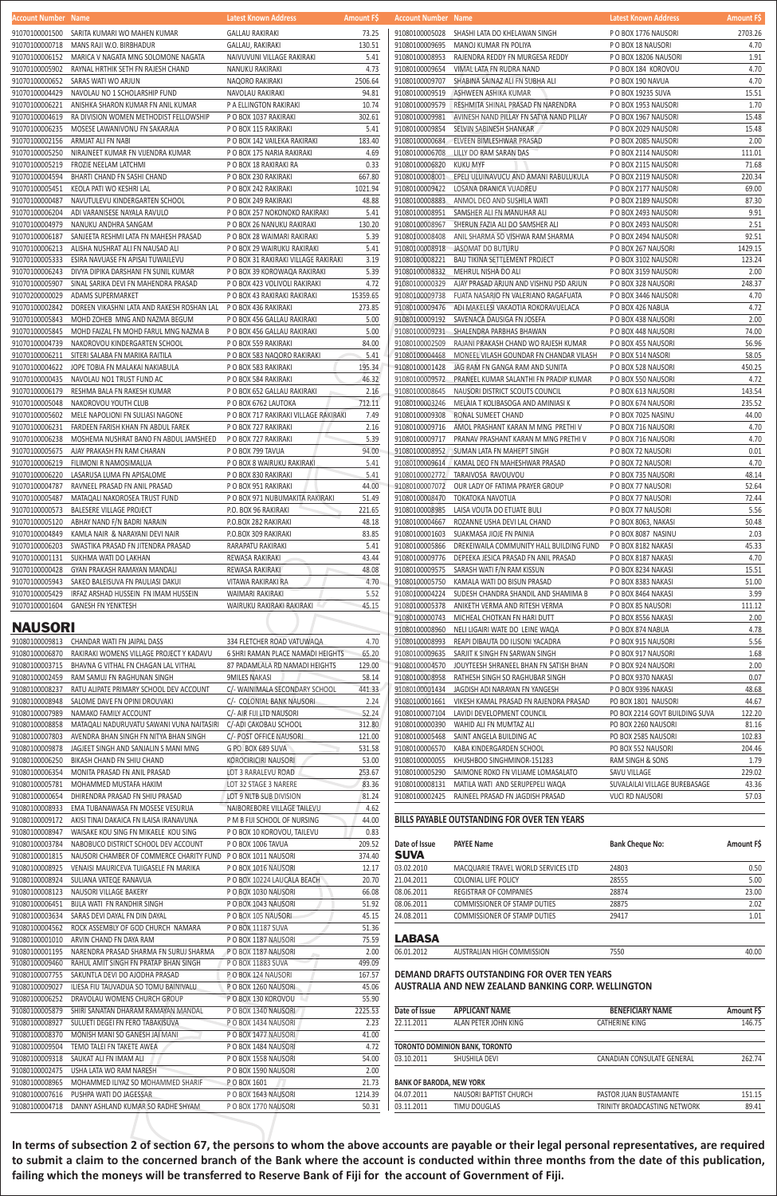| Account Number | Name | Latest Known Address | Amount F$ |
|---|---|---|---|
| 91070100001500 | SARITA KUMARI WO MAHEN KUMAR | GALLAU RAKIRAKI | 73.25 |
| 91070100000718 | MANS RAJI W.O. BIRBHADUR | GALLAU, RAKIRAKI | 130.51 |
| 91070100006152 | MARICA V NAGATA MNG SOLOMONE NAGATA | NAIVUVUNI VILLAGE RAKIRAKI | 5.41 |
| 91070100005902 | RAYNAL HRTHIK SETH FN RAJESH CHAND | NANUKU RAKIRAKI | 4.73 |
| 91070100000652 | SARAS WATI WO ARJUN | NAQORO RAKIRAKI | 2506.64 |
| 91070100004429 | NAVOLAU NO 1 SCHOLARSHIP FUND | NAVOLAU RAKIRAKI | 94.81 |
| 91070100006221 | ANISHKA SHARON KUMAR FN ANIL KUMAR | P A ELLINGTON RAKIRAKI | 10.74 |
| 91070100004619 | RA DIVISION WOMEN METHODIST FELLOWSHIP | P O BOX 1037 RAKIRAKI | 302.61 |
| 91070100006235 | MOSESE LAWANIVONU FN SAKARAIA | P O BOX 115 RAKIRAKI | 5.41 |
| 91070100002156 | ARMJAT ALI FN NABI | P O BOX 142 VAILEKA RAKIRAKI | 183.40 |
| 91070100005250 | NIRAJNEET KUMAR FN VIJENDRA KUMAR | P O BOX 175 NARIA RAKIRAKI | 4.69 |
| 91070100005219 | FROZIE NEELAM LATCHMI | P O BOX 18 RAKIRAKI RA | 0.33 |
| 91070100004594 | BHARTI CHAND FN SASHI CHAND | P O BOX 230 RAKIRAKI | 667.80 |
| 91070100005451 | KEOLA PATI WO KESHRI LAL | P O BOX 242 RAKIRAKI | 1021.94 |
| 91070100000487 | NAVUTULEVU KINDERGARTEN SCHOOL | P O BOX 249 RAKIRAKI | 48.88 |
| 91070100006204 | ADI VARANISESE NAYALA RAVULO | P O BOX 257 NOKONOKO RAKIRAKI | 5.41 |
| 91070100004979 | NANUKU ANDHRA SANGAM | P O BOX 26 NANUKU RAKIRAKI | 130.20 |
| 91070100006187 | SANJEETA RESHMI LATA FN MAHESH PRASAD | P O BOX 28 WAIMARI RAKIRAKI | 5.39 |
| 91070100006213 | ALISHA NUSHRAT ALI FN NAUSAD ALI | P O BOX 29 WAIRUKU RAKIRAKI | 5.41 |
| 91070100005333 | ESIRA NAVUASE FN APISAI TUWAILEVU | P O BOX 31 RAKIRAKI VILLAGE RAKIRAKI | 3.19 |
| 91070100006243 | DIVYA DIPIKA DARSHANI FN SUNIL KUMAR | P O BOX 39 KOROWAQA RAKIRAKI | 5.39 |
| 91070100005907 | SINAL SARIKA DEVI FN MAHENDRA PRASAD | P O BOX 423 VOLIVOLI RAKIRAKI | 4.72 |
| 91070200009278 | ADAMS SUPERMARKET | P O BOX 43 RAKIRAKI RAKIRAKI | 15359.65 |
| 91070100002842 | DOREEN VIKASHNI LATA AND RAKESH ROSHAN LAL | P O BOX 436 RAKIRAKI | 273.85 |
| 91070100005843 | MOHD ZOHEB MNG AND NAZMA BEGUM | P O BOX 456 GALLAU RAKIRAKI | 5.00 |
| 91070100005845 | MOHD FAIZAL FN MOHD FARUL MNG NAZMA B | P O BOX 456 GALLAU RAKIRAKI | 5.00 |
| 91070100004739 | NAKOROVOU KINDERGARTEN SCHOOL | P O BOX 559 RAKIRAKI | 84.00 |
| 91070100006211 | SITERI SALABA FN MARIKA RAITILA | P O BOX 583 NAQORO RAKIRAKI | 5.41 |
| 91070100004622 | JOPE TOBIA FN MALAKAI NAKIABULA | P O BOX 583 RAKIRAKI | 195.34 |
| 91070100000435 | NAVOLAU NO1 TRUST FUND AC | P O BOX 584 RAKIRAKI | 46.32 |
| 91070100006179 | RESHMA BALA FN RAKESH KUMAR | P O BOX 652 GALLAU RAKIRAKI | 2.16 |
| 91070100005048 | NAKOROVOU YOUTH CLUB | P O BOX 6762 LAUTOKA | 712.11 |
| 91070100005602 | MELE NAPOLIONI FN SULIASI NAGONE | P O BOX 717 RAKIRAKI VILLAGE RAKIRAKI | 7.49 |
| 91070100006231 | FARDEEN FARISH KHAN FN ABDUL FAREK | P O BOX 727 RAKIRAKI | 2.16 |
| 91070100006238 | MOSHEMA NUSHRAT BANO FN ABDUL JAMSHEED | P O BOX 727 RAKIRAKI | 5.39 |
| 91070100005675 | AJAY PRAKASH FN RAM CHARAN | P O BOX 799 TAVUA | 94.00 |
| 91070100006219 | FILIMONI R NAMOSIMALUA | P O BOX 8 WAIRUKU RAKIRAKI | 5.41 |
| 91070100006220 | LASARUSA LUMA FN APISALOME | P O BOX 830 RAKIRAKI | 5.41 |
| 91070100004787 | RAVNEEL PRASAD FN ANIL PRASAD | P O BOX 951 RAKIRAKI | 44.00 |
| 91070100005487 | MATAQALI NAKOROSEA TRUST FUND | P O BOX 971 NUBUMAKITA RAKIRAKI | 51.49 |
| 91070100000573 | BALESERE VILLAGE PROJECT | P.O. BOX 96 RAKIRAKI | 221.65 |
| 91070100005120 | ABHAY NAND F/N BADRI NARAIN | P.O.BOX 282 RAKIRAKI | 48.18 |
| 91070100004849 | KAMLA NAIR & NARAYANI DEVI NAIR | P.O.BOX 309 RAKIRAKI | 83.85 |
| 91070100006203 | SWASTIKA PRASAD FN JITENDRA PRASAD | RARAPATU RAKIRAKI | 5.41 |
| 91070100001131 | SUKHMA WATI DO LAKHAN | REWASA RAKIRAKI | 43.44 |
| 91070100000428 | GYAN PRAKASH RAMAYAN MANDALI | REWASA RAKIRAKI | 48.08 |
| 91070100005943 | SAKEO BALEISUVA FN PAULIASI DAKUI | VITAWA RAKIRAKI RA | 4.70 |
| 91070100005429 | IRFAZ ARSHAD HUSSEIN FN IMAM HUSSEIN | WAIMARI RAKIRAKI | 5.52 |
| 91070100001604 | GANESH FN YENKTESH | WAIRUKU RAKIRAKI RAKIRAKI | 45.15 |

## NAUSORI

| Account Number | Name | Latest Known Address | Amount F$ |
|---|---|---|---|
| 91080100009813 | CHANDAR WATI FN JAIPAL DASS | 334 FLETCHER ROAD VATUWAQA | 4.70 |
| 91080100006870 | RAKIRAKI WOMENS VILLAGE PROJECT Y KADAVU | 6 SHRI RAMAN PLACE NAMADI HEIGHTS | 65.20 |
| 91080100003715 | BHAVNA G VITHAL FN CHAGAN LAL VITHAL | 87 PADAMLALA RD NAMADI HEIGHTS | 129.00 |
| 91080100002459 | RAM SAMUJ FN RAGHUNAN SINGH | 9MILES NAKASI | 58.14 |
| 91080100008237 | RATU ALIPATE PRIMARY SCHOOL DEV ACCOUNT | C/- WAINIMALA SECONDARY SCHOOL | 441.33 |
| 91080100008948 | SALOME DAVE FN OPINI DROUVAKI | C/- COLONIAL BANK NAUSORI | 2.24 |
| 91080100007989 | NAMAKO FAMILY ACCOUNT | C/- AIR FIJI LTD NAUSORI | 52.24 |
| 91080100008858 | MATAQALI NADURUVATU SAWANI VUNA NAITASIRI | C/-ADI CAKOBAU SCHOOL | 312.80 |
| 91080100007803 | AVENDRA BHAN SINGH FN NITYA BHAN SINGH | C/- POST OFFICE NAUSORI | 121.00 |
| 91080100009878 | JAGJEET SINGH AND SANJALIN S MANI MNG | G PO BOX 689 SUVA | 531.58 |
| 91080100006250 | BIKASH CHAND FN SHIU CHAND | KOROCIRICIRI NAUSORI | 53.00 |
| 91080100006354 | MONITA PRASAD FN ANIL PRASAD | LOT 3 RARALEVU ROAD | 253.67 |
| 91080100005781 | MOHAMMED MUSTAFA HAKIM | LOT 32 STAGE 3 NARERE | 83.36 |
| 91080100000654 | DHIRENDRA PRASAD FN SHIU PRASAD | LOT 9 NLTB SUB DIVISION | 81.24 |
| 91080100008933 | EMA TUBANAWASA FN MOSESE VESURUA | NAIBOREBORE VILLAGE TAILEVU | 4.62 |
| 91080100009172 | AKISI TINAI DAKAICA FN ILAISA IRANAVUNA | P M B FIJI SCHOOL OF NURSING | 44.00 |
| 91080100008947 | WAISAKE KOU SING FN MIKAELE KOU SING | P O BOX 10 KOROVOU, TAILEVU | 0.83 |
| 91080100003784 | NABOBUCO DISTRICT SCHOOL DEV ACCOUNT | P O BOX 1006 TAVUA | 209.52 |
| 91080100001815 | NAUSORI CHAMBER OF COMMERCE CHARITY FUND | P O BOX 1011 NAUSORI | 374.40 |
| 91080100008925 | VENAISI MAURICEVA TUIGASELE FN MARIKA | P O BOX 1016 NAUSORI | 12.17 |
| 91080100008924 | SULIANA VATEQE RANAVUA | P O BOX 10224 LAUCALA BEACH | 20.70 |
| 91080100008123 | NAUSORI VILLAGE BAKERY | P O BOX 1030 NAUSORI | 66.08 |
| 91080100006451 | BIJLA WATI FN RANDHIR SINGH | P O BOX 1043 NAUSORI | 51.92 |
| 91080100003634 | SARAS DEVI DAYAL FN DIN DAYAL | P O BOX 105 NAUSORI | 45.15 |
| 91080100004562 | ROCK ASSEMBLY OF GOD CHURCH NAMARA | P O BOX 11187 SUVA | 51.36 |
| 91080100001010 | ARVIN CHAND FN DAYA RAM | P O BOX 1187 NAUSORI | 75.59 |
| 91080100001195 | NARENDRA PRASAD SHARMA FN SURUJ SHARMA | P O BOX 1187 NAUSORI | 2.00 |
| 91080100009460 | RAHUL AMIT SINGH FN PRATAP BHAN SINGH | P O BOX 11883 SUVA | 499.09 |
| 91080100007755 | SAKUNTLA DEVI DO AJODHA PRASAD | P O BOX 124 NAUSORI | 167.57 |
| 91080100009027 | ILIESA FIU TAUVADUA SO TOMU BAINIVALU | P O BOX 1260 NAUSORI | 45.06 |
| 91080100006252 | DRAVOLAU WOMENS CHURCH GROUP | P O BOX 130 KOROVOU | 55.90 |
| 91080100005879 | SHIRI SANATAN DHARAM RAMAYAN MANDAL | P O BOX 1340 NAUSORI | 2225.53 |
| 91080100008927 | SULUETI DEGEI FN FERO TABAKISUVA | P O BOX 1434 NAUSORI | 2.23 |
| 91080100008370 | MONISH MANI SO GANESH JAI MANI | P O BOX 1477 NAUSORI | 41.00 |
| 91080100009504 | TEMO TALEI FN TAKETE AWEA | P O BOX 1484 NAUSORI | 4.72 |
| 91080100009318 | SAUKAT ALI FN IMAM ALI | P O BOX 1558 NAUSORI | 54.00 |
| 91080100002475 | USHA LATA WO RAM NARESH | P O BOX 1590 NAUSORI | 2.00 |
| 91080100008965 | MOHAMMED ILIYAZ SO MOHAMMED SHARIF | P O BOX 1601 | 21.73 |
| 91080100007616 | PUSHPA WATI DO JAGESSAR | P O BOX 1643 NAUSORI | 1214.39 |
| 91080100004718 | DANNY ASHLAND KUMAR SO RADHE SHYAM | P O BOX 1770 NAUSORI | 50.31 |
| 91080100005028 | SHASHI LATA DO KHELAWAN SINGH | P O BOX 1776 NAUSORI | 2703.26 |
| 91080100009695 | MANOJ KUMAR FN POLIYA | P O BOX 18 NAUSORI | 4.70 |
| 91080100008953 | RAJENDRA REDDY FN MURGESA REDDY | P O BOX 18206 NAUSORI | 1.91 |
| 91080100009654 | VIMAL LATA FN RUDRA NAND | P O BOX 184 KOROVOU | 4.70 |
| 91080100009707 | SHABINA SAINAZ ALI FN SUBHA ALI | P O BOX 190 NAVUA | 4.70 |
| 91080100009519 | ASHWEEN ASHIKA KUMAR | P O BOX 19235 SUVA | 15.51 |
| 91080100009579 | RESHMITA SHINAL PRASAD FN NARENDRA | P O BOX 1953 NAUSORI | 1.70 |
| 91080100009981 | AVINESH NAND PILLAY FN SATYA NAND PILLAY | P O BOX 1967 NAUSORI | 15.48 |
| 91080100009854 | SELVIN SABINESH SHANKAR | P O BOX 2029 NAUSORI | 15.48 |
| 91080100000684 | ELVEEN BIMLESHWAR PRASAD | P O BOX 2085 NAUSORI | 2.00 |
| 91080100006708 | LILLY DO RAM SARAN DAS | P O BOX 2114 NAUSORI | 111.01 |
| 91080100006820 | KUKU MYF | P O BOX 2115 NAUSORI | 71.68 |
| 91080100008001 | EPELI ULUINAVUCU AND AMANI RABULUKULA | P O BOX 2119 NAUSORI | 220.34 |
| 91080100009422 | LOSANA DRANICA VUADREU | P O BOX 2177 NAUSORI | 69.00 |
| 91080100008883 | ANMOL DEO AND SUSHILA WATI | P O BOX 2189 NAUSORI | 87.30 |
| 91080100008951 | SAMSHER ALI FN MANUHAR ALI | P O BOX 2493 NAUSORI | 9.91 |
| 91080100008967 | SHERUN FAZIA ALI DO SAMSHER ALI | P O BOX 2493 NAUSORI | 2.51 |
| 91080100008408 | ANIL SHARMA SO VISHWA RAM SHARMA | P O BOX 2494 NAUSORI | 92.51 |
| 91080100008918 | JASOMAT DO BUTURU | P O BOX 267 NAUSORI | 1429.15 |
| 91080100008221 | BAU TIKINA SETTLEMENT PROJECT | P O BOX 3102 NAUSORI | 123.24 |
| 91080100008332 | MEHRUL NISHA DO ALI | P O BOX 3159 NAUSORI | 2.00 |
| 91080100000329 | AJAY PRASAD ARJUN AND VISHNU PSD ARJUN | P O BOX 328 NAUSORI | 248.37 |
| 91080100009738 | FUATA NASARIO FN VALERIANO RAGAFUATA | P O BOX 3446 NAUSORI | 4.70 |
| 91080100009476 | ADI MAKELESI VAKAOTIA ROKORAVUELACA | P O BOX 426 NABUA | 4.72 |
| 91080100009192 | SAVENACA DAUSIGA FN JOSEFA | P O BOX 438 NAUSORI | 2.00 |
| 91080100009231 | SHALENDRA PARBHAS BHAWAN | P O BOX 448 NAUSORI | 74.00 |
| 91080100002509 | RAJANI PRAKASH CHAND WO RAJESH KUMAR | P O BOX 455 NAUSORI | 56.96 |
| 91080100004468 | MONEEL VILASH GOUNDAR FN CHANDAR VILASH | P O BOX 514 NAUSORI | 58.05 |
| 91080100001428 | JAG RAM FN GANGA RAM AND SUNITA | P O BOX 528 NAUSORI | 450.25 |
| 91080100009572 | PRANEEL KUMAR SALANTHI FN PRADIP KUMAR | P O BOX 550 NAUSORI | 4.72 |
| 91080100008645 | NAUSORI DISTRICT SCOUTS COUNCIL | P O BOX 613 NAUSORI | 143.54 |
| 91080100003246 | MELAIA T KOLIBASOGA AND AMINIASI K | P O BOX 674 NAUSORI | 235.52 |
| 91080100009308 | RONAL SUMEET CHAND | P O BOX 7025 NASINU | 44.00 |
| 91080100009716 | AMOL PRASHANT KARAN M MNG PRETHI V | P O BOX 716 NAUSORI | 4.70 |
| 91080100009717 | PRANAV PRASHANT KARAN M MNG PRETHI V | P O BOX 716 NAUSORI | 4.70 |
| 91080100008952 | SUMAN LATA FN MAHEPT SINGH | P O BOX 72 NAUSORI | 0.01 |
| 91080100009614 | KAMAL DEO FN MAHESHWAR PRASAD | P O BOX 72 NAUSORI | 4.70 |
| 91080100002772 | TARAIVOSA RAVOUVOU | P O BOX 735 NAUSORI | 48.14 |
| 91080100007072 | OUR LADY OF FATIMA PRAYER GROUP | P O BOX 77 NAUSORI | 52.64 |
| 91080100008470 | TOKATOKA NAVOTUA | P O BOX 77 NAUSORI | 72.44 |
| 91080100008985 | LAISA VOUTA DO ETUATE BULI | P O BOX 77 NAUSORI | 5.56 |
| 91080100004667 | ROZANNE USHA DEVI LAL CHAND | P O BOX 8063, NAKASI | 50.48 |
| 91080100001603 | SUAKMASA JIOJE FN PAINIA | P O BOX 8087 NASINU | 2.03 |
| 91080100005866 | DREKEIWAILA COMMUNITY HALL BUILDING FUND | P O BOX 8182 NAKASI | 45.33 |
| 91080100009776 | DEPEEKA JESICA PRASAD FN ANIL PRASAD | P O BOX 8187 NAKASI | 4.70 |
| 91080100009575 | SARASH WATI F/N RAM KISSUN | P O BOX 8234 NAKASI | 15.51 |
| 91080100005750 | KAMALA WATI DO BISUN PRASAD | P O BOX 8383 NAKASI | 51.00 |
| 91080100004224 | SUDESH CHANDRA SHANDIL AND SHAMIMA B | P O BOX 8464 NAKASI | 3.99 |
| 91080100005378 | ANIKETH VERMA AND RITESH VERMA | P O BOX 85 NAUSORI | 111.12 |
| 91080100000743 | MICHEAL CHOTKAN FN HARI DUTT | P O BOX 8556 NAKASI | 2.00 |
| 91080100008960 | NELI LIGAIRI WATE DO LEINE WAQA | P O BOX 874 NABUA | 4.78 |
| 91080100008993 | REAPI DIBAUTA DO ILISONI YACADRA | P O BOX 915 NAUSORI | 5.56 |
| 91080100009635 | SARJIT K SINGH FN SARWAN SINGH | P O BOX 917 NAUSORI | 1.68 |
| 91080100004570 | JOUYTEESH SHRANEEL BHAN FN SATISH BHAN | P O BOX 924 NAUSORI | 2.00 |
| 91080100008958 | RATHESH SINGH SO RAGHUBAR SINGH | P O BOX 9370 NAKASI | 0.07 |
| 91080100001434 | JAGDISH ADI NARAYAN FN YANGESH | P O BOX 9396 NAKASI | 48.68 |
| 91080100001661 | VIKESH KAMAL PRASAD FN RAJENDRA PRASAD | PO BOX 1801 NAUSORI | 44.67 |
| 91080100007104 | LAVIDI DEVELOPMENT COUNCIL | PO BOX 2214 GOVT BUILDING SUVA | 122.20 |
| 91080100000390 | WAHID ALI FN MUMTAZ ALI | PO BOX 2260 NAUSORI | 81.16 |
| 91080100005468 | SAINT ANGELA BUILDING AC | PO BOX 2585 NAUSORI | 102.83 |
| 91080100006570 | KABA KINDERGARDEN SCHOOL | PO BOX 552 NAUSORI | 204.46 |
| 91080100000055 | KHUSHBOO SINGHMINOR-151283 | RAM SINGH & SONS | 1.79 |
| 91080100005290 | SAIMONE ROKO FN VILIAME LOMASALATO | SAVU VILLAGE | 229.02 |
| 91080100008131 | MATILA WATI AND SERUPEPELI WAQA | SUVALAILAI VILLAGE BUREBASAGE | 43.36 |
| 91080100002425 | RAJNEEL PRASAD FN JAGDISH PRASAD | VUCI RD NAUSORI | 57.03 |

## BILLS PAYABLE OUTSTANDING FOR OVER TEN YEARS

### SUVA

| Date of Issue | PAYEE Name | Bank Cheque No: | Amount F$ |
|---|---|---|---|
| 03.02.2010 | MACQUARIE TRAVEL WORLD SERVICES LTD | 24803 | 0.50 |
| 21.04.2011 | COLONIAL LIFE POLICY | 28555 | 5.00 |
| 08.06.2011 | REGISTRAR OF COMPANIES | 28874 | 23.00 |
| 08.06.2011 | COMMISSIONER OF STAMP DUTIES | 28875 | 2.02 |
| 24.08.2011 | COMMISSIONER OF STAMP DUTIES | 29417 | 1.01 |

### LABASA

| Date of Issue | PAYEE Name | Bank Cheque No: | Amount F$ |
|---|---|---|---|
| 06.01.2012 | AUSTRALIAN HIGH COMMISSION | 7550 | 40.00 |

## DEMAND DRAFTS OUTSTANDING FOR OVER TEN YEARS

### AUSTRALIA AND NEW ZEALAND BANKING CORP. WELLINGTON

| Date of Issue | APPLICANT NAME | BENEFICIARY NAME | Amount F$ |
|---|---|---|---|
| 22.11.2011 | ALAN PETER JOHN KING | CATHERINE KING | 146.75 |

### TORONTO DOMINION BANK, TORONTO

| Date of Issue | APPLICANT NAME | BENEFICIARY NAME | Amount F$ |
|---|---|---|---|
| 03.10.2011 | SHUSHILA DEVI | CANADIAN CONSULATE GENERAL | 262.74 |

### BANK OF BARODA, NEW YORK

| Date of Issue | APPLICANT NAME | BENEFICIARY NAME | Amount F$ |
|---|---|---|---|
| 04.07.2011 | NAUSORI BAPTIST CHURCH | PASTOR JUAN BUSTAMANTE | 151.15 |
| 03.11.2011 | TIMU DOUGLAS | TRINITY BROADCASTING NETWORK | 89.41 |

**In terms of subsection 2 of section 67, the persons to whom the above accounts are payable or their legal personal representatives, are required to submit a claim to the concerned branch of the Bank where the account is conducted within three months from the date of this publication, failing which the moneys will be transferred to Reserve Bank of Fiji for the account of Government of Fiji.**